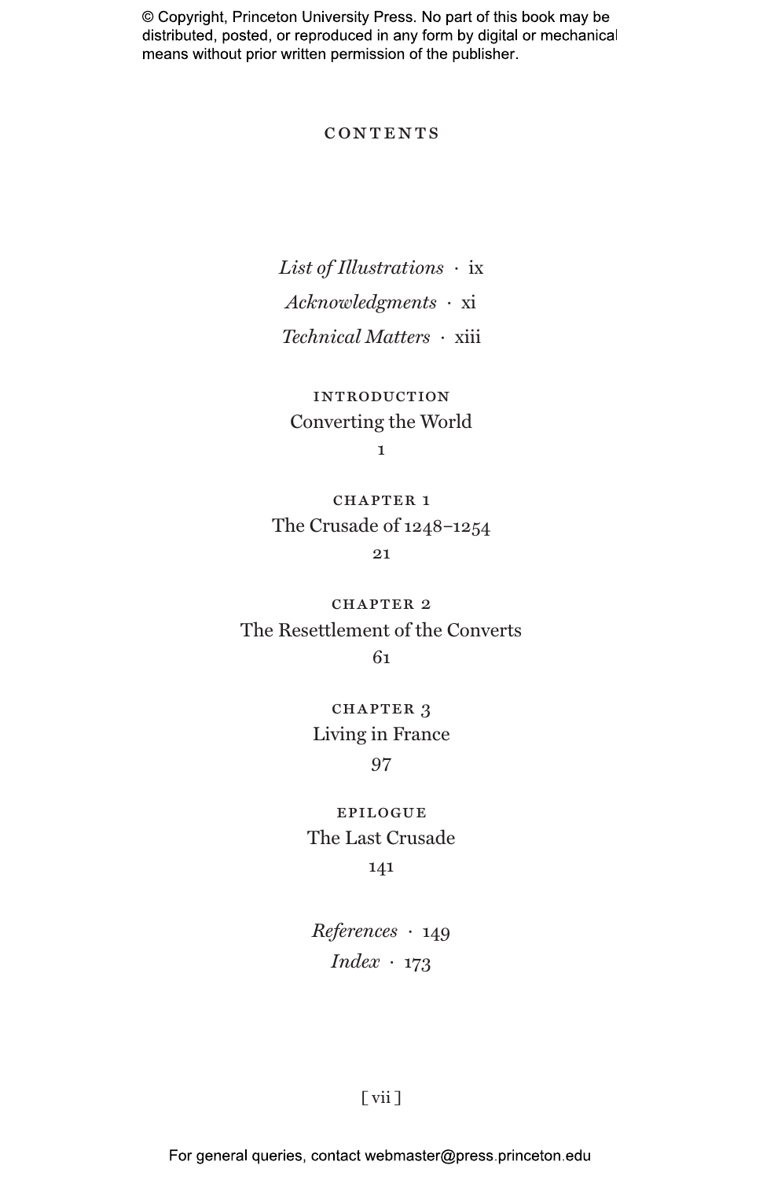© Copyright, Princeton University Press. No part of this book may be distributed, posted, or reproduced in any form by digital or mechanical means without prior written permission of the publisher.

# CONTENTS

*List of Illustrations* · ix

*Acknowledgments* · xi

*Technical Matters* · xiii

INTRODUCTION
Converting the World
1

CHAPTER 1
The Crusade of 1248–1254
21

CHAPTER 2
The Resettlement of the Converts
61

CHAPTER 3
Living in France
97

EPILOGUE
The Last Crusade
141

*References* · 149

*Index* · 173

For general queries, contact webmaster@press.princeton.edu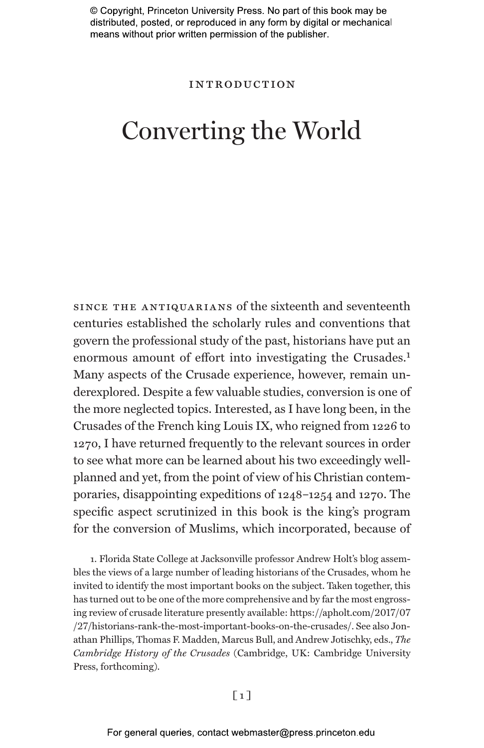INTRODUCTION

# Converting the World

SINCE THE ANTIQUARIANS of the sixteenth and seventeenth centuries established the scholarly rules and conventions that govern the professional study of the past, historians have put an enormous amount of effort into investigating the Crusades.[1] Many aspects of the Crusade experience, however, remain underexplored. Despite a few valuable studies, conversion is one of the more neglected topics. Interested, as I have long been, in the Crusades of the French king Louis IX, who reigned from 1226 to 1270, I have returned frequently to the relevant sources in order to see what more can be learned about his two exceedingly well-planned and yet, from the point of view of his Christian contemporaries, disappointing expeditions of 1248–1254 and 1270. The specific aspect scrutinized in this book is the king's program for the conversion of Muslims, which incorporated, because of

1. Florida State College at Jacksonville professor Andrew Holt's blog assembles the views of a large number of leading historians of the Crusades, whom he invited to identify the most important books on the subject. Taken together, this has turned out to be one of the more comprehensive and by far the most engrossing review of crusade literature presently available: https://apholt.com/2017/07/27/historians-rank-the-most-important-books-on-the-crusades/. See also Jonathan Phillips, Thomas F. Madden, Marcus Bull, and Andrew Jotischky, eds., *The Cambridge History of the Crusades* (Cambridge, UK: Cambridge University Press, forthcoming).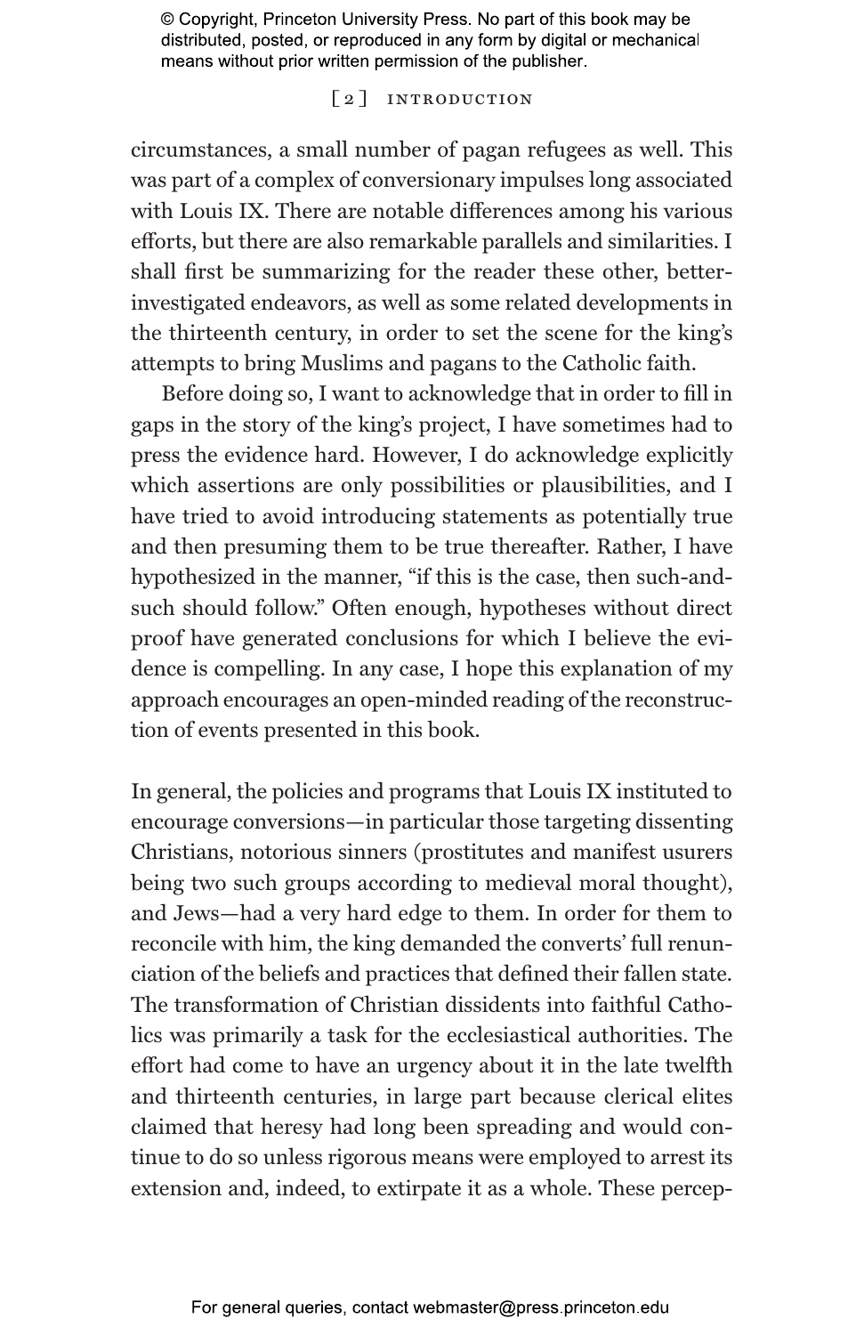circumstances, a small number of pagan refugees as well. This was part of a complex of conversionary impulses long associated with Louis IX. There are notable differences among his various efforts, but there are also remarkable parallels and similarities. I shall first be summarizing for the reader these other, better-investigated endeavors, as well as some related developments in the thirteenth century, in order to set the scene for the king's attempts to bring Muslims and pagans to the Catholic faith.

Before doing so, I want to acknowledge that in order to fill in gaps in the story of the king's project, I have sometimes had to press the evidence hard. However, I do acknowledge explicitly which assertions are only possibilities or plausibilities, and I have tried to avoid introducing statements as potentially true and then presuming them to be true thereafter. Rather, I have hypothesized in the manner, "if this is the case, then such-and-such should follow." Often enough, hypotheses without direct proof have generated conclusions for which I believe the evidence is compelling. In any case, I hope this explanation of my approach encourages an open-minded reading of the reconstruction of events presented in this book.

In general, the policies and programs that Louis IX instituted to encourage conversions—in particular those targeting dissenting Christians, notorious sinners (prostitutes and manifest usurers being two such groups according to medieval moral thought), and Jews—had a very hard edge to them. In order for them to reconcile with him, the king demanded the converts' full renunciation of the beliefs and practices that defined their fallen state. The transformation of Christian dissidents into faithful Catholics was primarily a task for the ecclesiastical authorities. The effort had come to have an urgency about it in the late twelfth and thirteenth centuries, in large part because clerical elites claimed that heresy had long been spreading and would continue to do so unless rigorous means were employed to arrest its extension and, indeed, to extirpate it as a whole. These percep-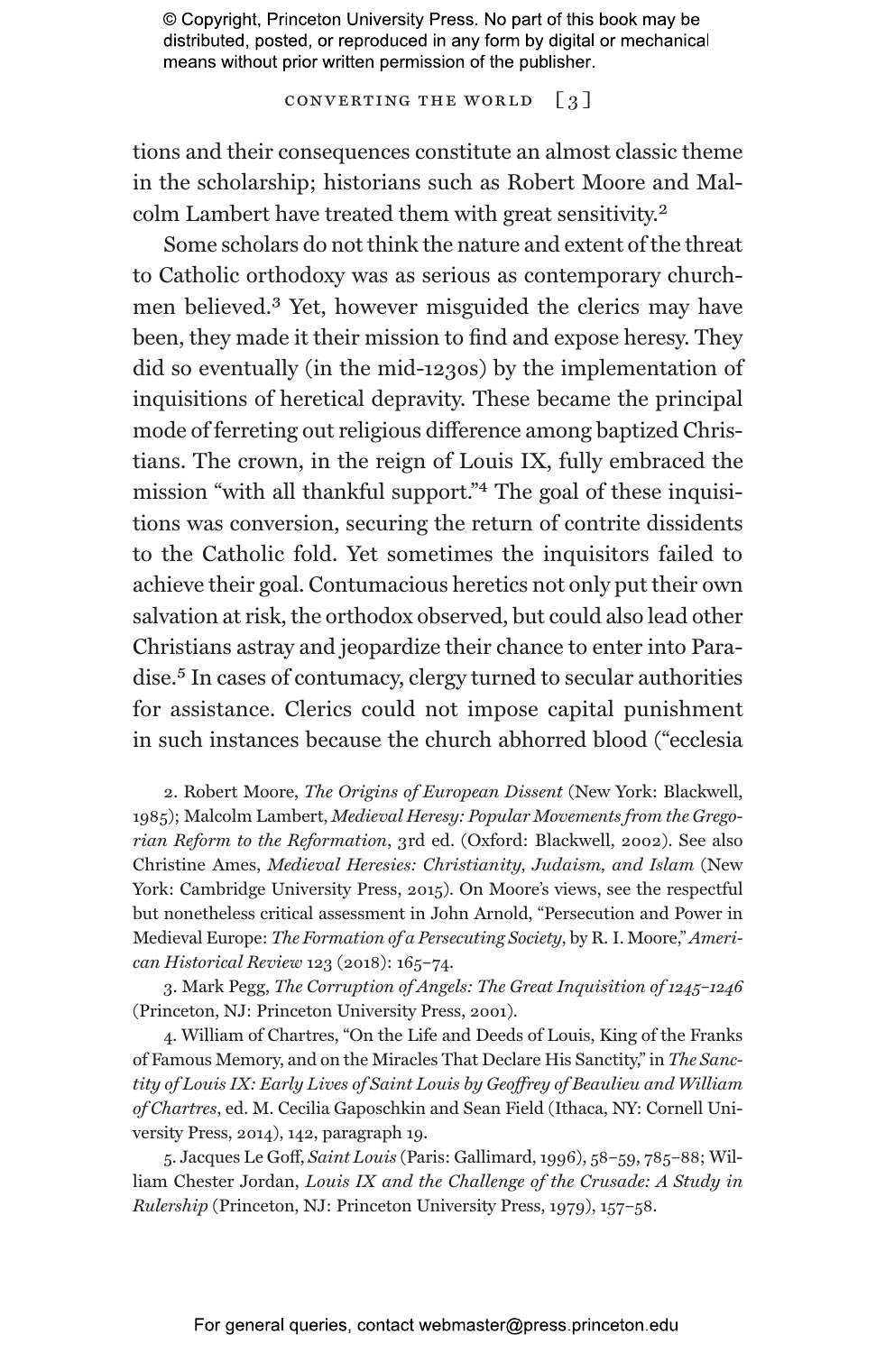tions and their consequences constitute an almost classic theme in the scholarship; historians such as Robert Moore and Malcolm Lambert have treated them with great sensitivity.[2]

Some scholars do not think the nature and extent of the threat to Catholic orthodoxy was as serious as contemporary churchmen believed.[3] Yet, however misguided the clerics may have been, they made it their mission to find and expose heresy. They did so eventually (in the mid-1230s) by the implementation of inquisitions of heretical depravity. These became the principal mode of ferreting out religious difference among baptized Christians. The crown, in the reign of Louis IX, fully embraced the mission "with all thankful support."[4] The goal of these inquisitions was conversion, securing the return of contrite dissidents to the Catholic fold. Yet sometimes the inquisitors failed to achieve their goal. Contumacious heretics not only put their own salvation at risk, the orthodox observed, but could also lead other Christians astray and jeopardize their chance to enter into Paradise.[5] In cases of contumacy, clergy turned to secular authorities for assistance. Clerics could not impose capital punishment in such instances because the church abhorred blood ("ecclesia

2. Robert Moore, *The Origins of European Dissent* (New York: Blackwell, 1985); Malcolm Lambert, *Medieval Heresy: Popular Movements from the Gregorian Reform to the Reformation*, 3rd ed. (Oxford: Blackwell, 2002). See also Christine Ames, *Medieval Heresies: Christianity, Judaism, and Islam* (New York: Cambridge University Press, 2015). On Moore's views, see the respectful but nonetheless critical assessment in John Arnold, "Persecution and Power in Medieval Europe: *The Formation of a Persecuting Society*, by R. I. Moore," *American Historical Review* 123 (2018): 165–74.

3. Mark Pegg, *The Corruption of Angels: The Great Inquisition of 1245–1246* (Princeton, NJ: Princeton University Press, 2001).

4. William of Chartres, "On the Life and Deeds of Louis, King of the Franks of Famous Memory, and on the Miracles That Declare His Sanctity," in *The Sanctity of Louis IX: Early Lives of Saint Louis by Geoffrey of Beaulieu and William of Chartres*, ed. M. Cecilia Gaposchkin and Sean Field (Ithaca, NY: Cornell University Press, 2014), 142, paragraph 19.

5. Jacques Le Goff, *Saint Louis* (Paris: Gallimard, 1996), 58–59, 785–88; William Chester Jordan, *Louis IX and the Challenge of the Crusade: A Study in Rulership* (Princeton, NJ: Princeton University Press, 1979), 157–58.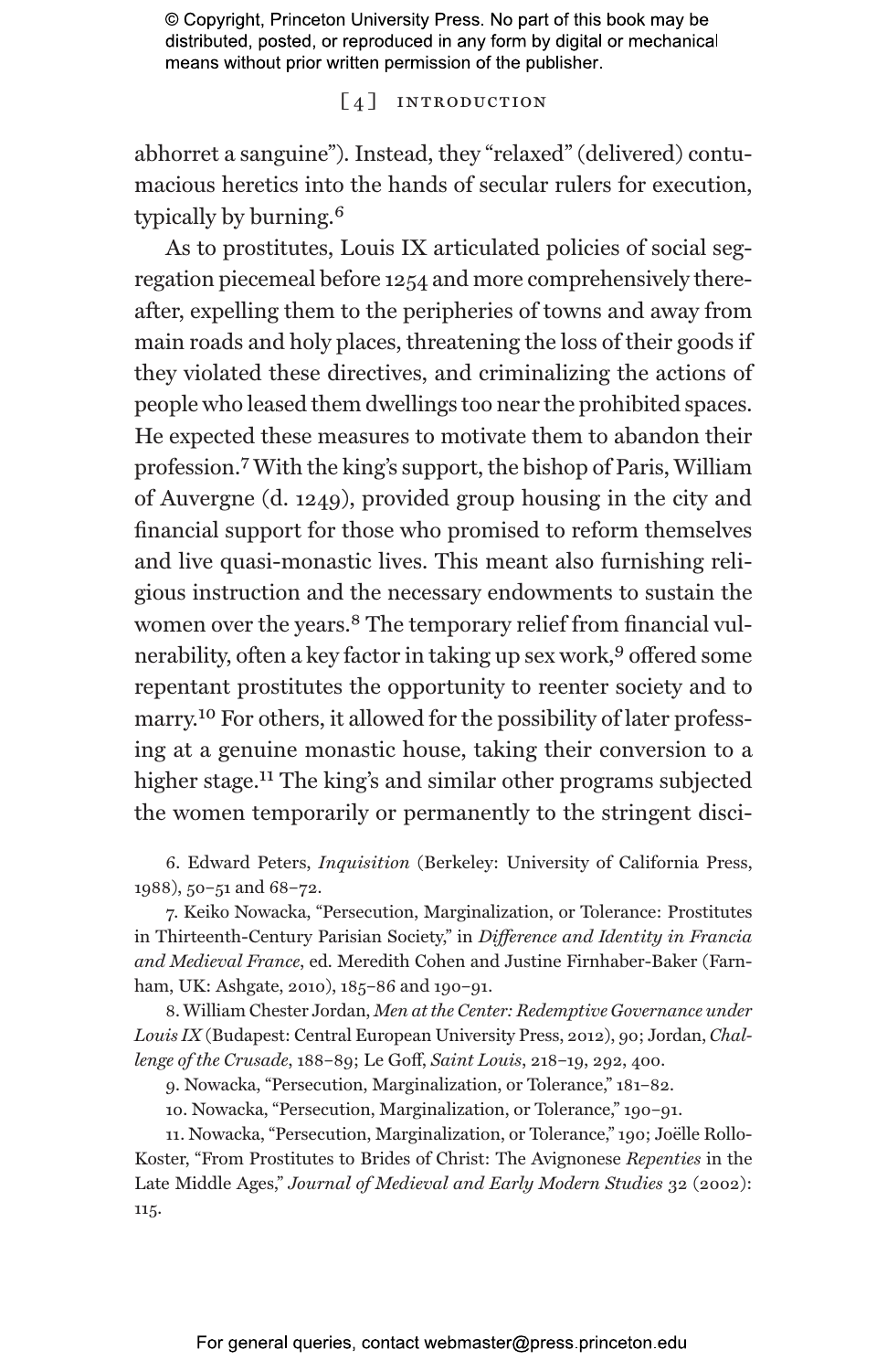abhorret a sanguine"). Instead, they "relaxed" (delivered) contumacious heretics into the hands of secular rulers for execution, typically by burning.[6]

As to prostitutes, Louis IX articulated policies of social segregation piecemeal before 1254 and more comprehensively thereafter, expelling them to the peripheries of towns and away from main roads and holy places, threatening the loss of their goods if they violated these directives, and criminalizing the actions of people who leased them dwellings too near the prohibited spaces. He expected these measures to motivate them to abandon their profession.[7] With the king's support, the bishop of Paris, William of Auvergne (d. 1249), provided group housing in the city and financial support for those who promised to reform themselves and live quasi-monastic lives. This meant also furnishing religious instruction and the necessary endowments to sustain the women over the years.[8] The temporary relief from financial vulnerability, often a key factor in taking up sex work,[9] offered some repentant prostitutes the opportunity to reenter society and to marry.[10] For others, it allowed for the possibility of later professing at a genuine monastic house, taking their conversion to a higher stage.[11] The king's and similar other programs subjected the women temporarily or permanently to the stringent disci-

6. Edward Peters, *Inquisition* (Berkeley: University of California Press, 1988), 50–51 and 68–72.

7. Keiko Nowacka, "Persecution, Marginalization, or Tolerance: Prostitutes in Thirteenth-Century Parisian Society," in *Difference and Identity in Francia and Medieval France*, ed. Meredith Cohen and Justine Firnhaber-Baker (Farnham, UK: Ashgate, 2010), 185–86 and 190–91.

8. William Chester Jordan, *Men at the Center: Redemptive Governance under Louis IX* (Budapest: Central European University Press, 2012), 90; Jordan, *Challenge of the Crusade*, 188–89; Le Goff, *Saint Louis*, 218–19, 292, 400.

9. Nowacka, "Persecution, Marginalization, or Tolerance," 181–82.

10. Nowacka, "Persecution, Marginalization, or Tolerance," 190–91.

11. Nowacka, "Persecution, Marginalization, or Tolerance," 190; Joëlle Rollo-Koster, "From Prostitutes to Brides of Christ: The Avignonese *Repenties* in the Late Middle Ages," *Journal of Medieval and Early Modern Studies* 32 (2002): 115.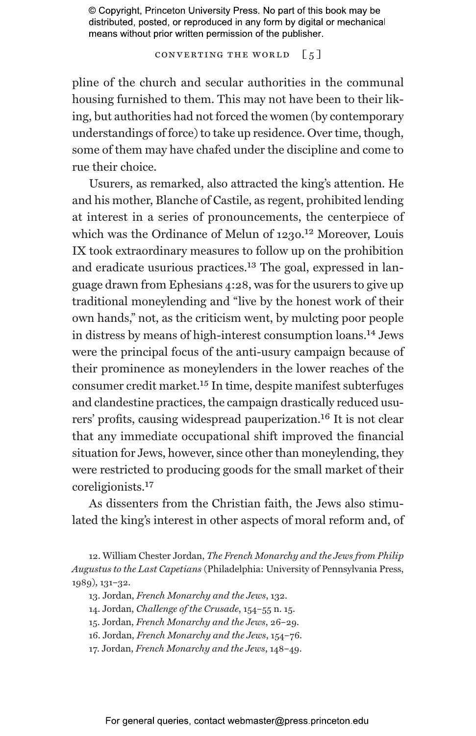pline of the church and secular authorities in the communal housing furnished to them. This may not have been to their liking, but authorities had not forced the women (by contemporary understandings of force) to take up residence. Over time, though, some of them may have chafed under the discipline and come to rue their choice.

Usurers, as remarked, also attracted the king's attention. He and his mother, Blanche of Castile, as regent, prohibited lending at interest in a series of pronouncements, the centerpiece of which was the Ordinance of Melun of 1230.[12] Moreover, Louis IX took extraordinary measures to follow up on the prohibition and eradicate usurious practices.[13] The goal, expressed in language drawn from Ephesians 4:28, was for the usurers to give up traditional moneylending and "live by the honest work of their own hands," not, as the criticism went, by mulcting poor people in distress by means of high-interest consumption loans.[14] Jews were the principal focus of the anti-usury campaign because of their prominence as moneylenders in the lower reaches of the consumer credit market.[15] In time, despite manifest subterfuges and clandestine practices, the campaign drastically reduced usurers' profits, causing widespread pauperization.[16] It is not clear that any immediate occupational shift improved the financial situation for Jews, however, since other than moneylending, they were restricted to producing goods for the small market of their coreligionists.[17]

As dissenters from the Christian faith, the Jews also stimulated the king's interest in other aspects of moral reform and, of

12. William Chester Jordan, *The French Monarchy and the Jews from Philip Augustus to the Last Capetians* (Philadelphia: University of Pennsylvania Press, 1989), 131–32.

13. Jordan, *French Monarchy and the Jews*, 132.

14. Jordan, *Challenge of the Crusade*, 154–55 n. 15.

15. Jordan, *French Monarchy and the Jews*, 26–29.

16. Jordan, *French Monarchy and the Jews*, 154–76.

17. Jordan, *French Monarchy and the Jews*, 148–49.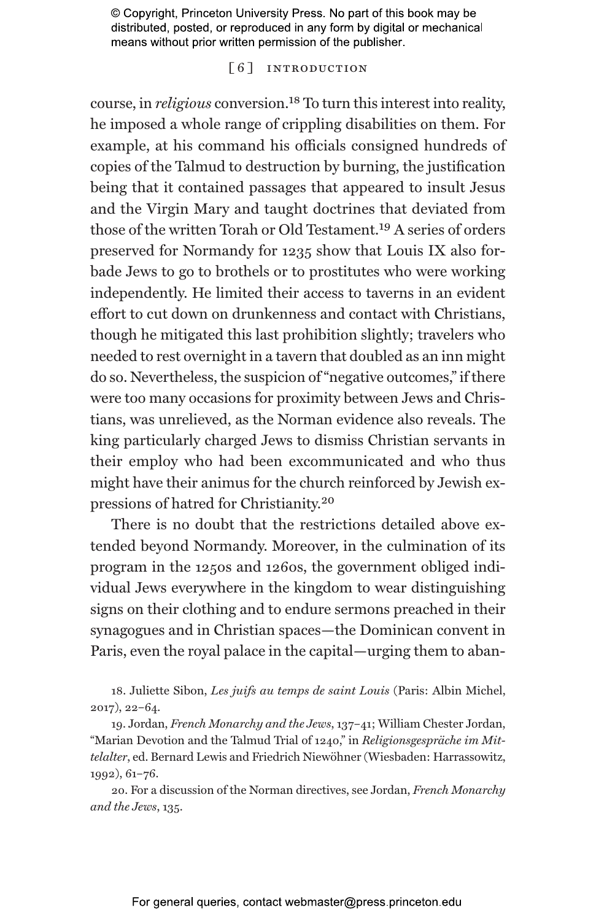course, in *religious* conversion.[18] To turn this interest into reality, he imposed a whole range of crippling disabilities on them. For example, at his command his officials consigned hundreds of copies of the Talmud to destruction by burning, the justification being that it contained passages that appeared to insult Jesus and the Virgin Mary and taught doctrines that deviated from those of the written Torah or Old Testament.[19] A series of orders preserved for Normandy for 1235 show that Louis IX also forbade Jews to go to brothels or to prostitutes who were working independently. He limited their access to taverns in an evident effort to cut down on drunkenness and contact with Christians, though he mitigated this last prohibition slightly; travelers who needed to rest overnight in a tavern that doubled as an inn might do so. Nevertheless, the suspicion of "negative outcomes," if there were too many occasions for proximity between Jews and Christians, was unrelieved, as the Norman evidence also reveals. The king particularly charged Jews to dismiss Christian servants in their employ who had been excommunicated and who thus might have their animus for the church reinforced by Jewish expressions of hatred for Christianity.[20]

There is no doubt that the restrictions detailed above extended beyond Normandy. Moreover, in the culmination of its program in the 1250s and 1260s, the government obliged individual Jews everywhere in the kingdom to wear distinguishing signs on their clothing and to endure sermons preached in their synagogues and in Christian spaces—the Dominican convent in Paris, even the royal palace in the capital—urging them to aban-

18. Juliette Sibon, *Les juifs au temps de saint Louis* (Paris: Albin Michel, 2017), 22–64.

19. Jordan, *French Monarchy and the Jews*, 137–41; William Chester Jordan, "Marian Devotion and the Talmud Trial of 1240," in *Religionsgespräche im Mittelalter*, ed. Bernard Lewis and Friedrich Niewöhner (Wiesbaden: Harrassowitz, 1992), 61–76.

20. For a discussion of the Norman directives, see Jordan, *French Monarchy and the Jews*, 135.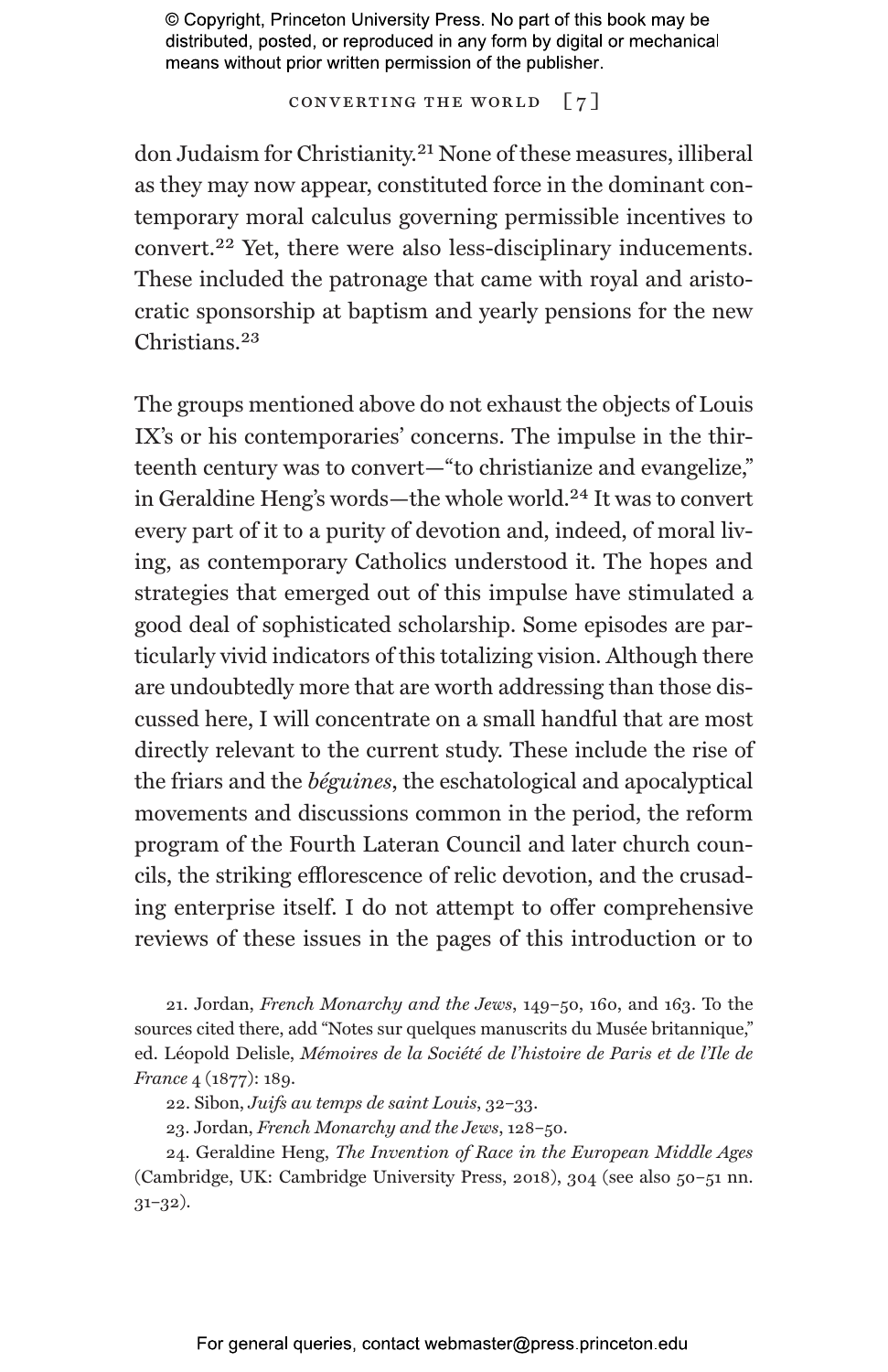don Judaism for Christianity.[21] None of these measures, illiberal as they may now appear, constituted force in the dominant contemporary moral calculus governing permissible incentives to convert.[22] Yet, there were also less-disciplinary inducements. These included the patronage that came with royal and aristocratic sponsorship at baptism and yearly pensions for the new Christians.[23]

The groups mentioned above do not exhaust the objects of Louis IX's or his contemporaries' concerns. The impulse in the thirteenth century was to convert—"to christianize and evangelize," in Geraldine Heng's words—the whole world.[24] It was to convert every part of it to a purity of devotion and, indeed, of moral living, as contemporary Catholics understood it. The hopes and strategies that emerged out of this impulse have stimulated a good deal of sophisticated scholarship. Some episodes are particularly vivid indicators of this totalizing vision. Although there are undoubtedly more that are worth addressing than those discussed here, I will concentrate on a small handful that are most directly relevant to the current study. These include the rise of the friars and the *béguines*, the eschatological and apocalyptical movements and discussions common in the period, the reform program of the Fourth Lateran Council and later church councils, the striking efflorescence of relic devotion, and the crusading enterprise itself. I do not attempt to offer comprehensive reviews of these issues in the pages of this introduction or to

21. Jordan, *French Monarchy and the Jews*, 149–50, 160, and 163. To the sources cited there, add "Notes sur quelques manuscrits du Musée britannique," ed. Léopold Delisle, *Mémoires de la Société de l'histoire de Paris et de l'Ile de France* 4 (1877): 189.

22. Sibon, *Juifs au temps de saint Louis*, 32–33.

23. Jordan, *French Monarchy and the Jews*, 128–50.

24. Geraldine Heng, *The Invention of Race in the European Middle Ages* (Cambridge, UK: Cambridge University Press, 2018), 304 (see also 50–51 nn. 31–32).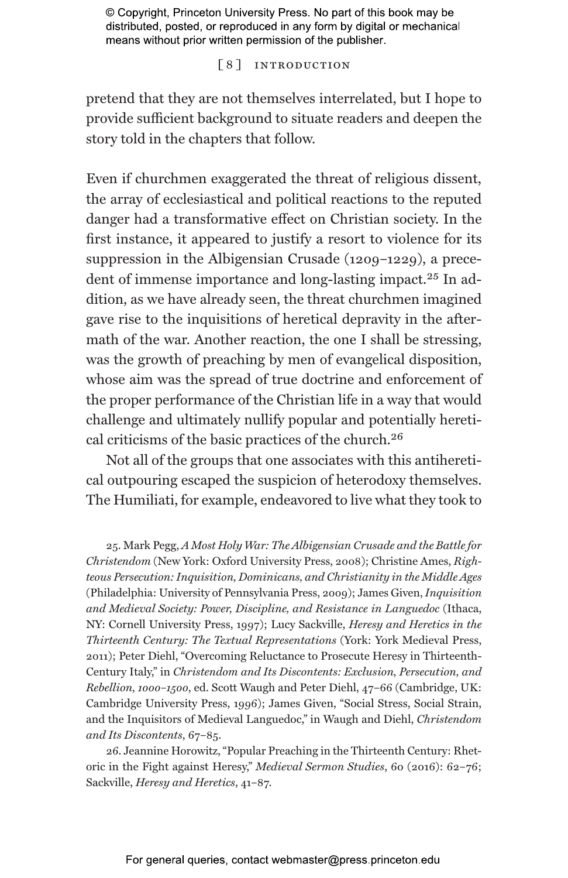pretend that they are not themselves interrelated, but I hope to provide sufficient background to situate readers and deepen the story told in the chapters that follow.

Even if churchmen exaggerated the threat of religious dissent, the array of ecclesiastical and political reactions to the reputed danger had a transformative effect on Christian society. In the first instance, it appeared to justify a resort to violence for its suppression in the Albigensian Crusade (1209–1229), a precedent of immense importance and long-lasting impact.[25] In addition, as we have already seen, the threat churchmen imagined gave rise to the inquisitions of heretical depravity in the aftermath of the war. Another reaction, the one I shall be stressing, was the growth of preaching by men of evangelical disposition, whose aim was the spread of true doctrine and enforcement of the proper performance of the Christian life in a way that would challenge and ultimately nullify popular and potentially heretical criticisms of the basic practices of the church.[26]

Not all of the groups that one associates with this antiheretical outpouring escaped the suspicion of heterodoxy themselves. The Humiliati, for example, endeavored to live what they took to

25. Mark Pegg, *A Most Holy War: The Albigensian Crusade and the Battle for Christendom* (New York: Oxford University Press, 2008); Christine Ames, *Righteous Persecution: Inquisition, Dominicans, and Christianity in the Middle Ages* (Philadelphia: University of Pennsylvania Press, 2009); James Given, *Inquisition and Medieval Society: Power, Discipline, and Resistance in Languedoc* (Ithaca, NY: Cornell University Press, 1997); Lucy Sackville, *Heresy and Heretics in the Thirteenth Century: The Textual Representations* (York: York Medieval Press, 2011); Peter Diehl, "Overcoming Reluctance to Prosecute Heresy in Thirteenth-Century Italy," in *Christendom and Its Discontents: Exclusion, Persecution, and Rebellion, 1000–1500*, ed. Scott Waugh and Peter Diehl, 47–66 (Cambridge, UK: Cambridge University Press, 1996); James Given, "Social Stress, Social Strain, and the Inquisitors of Medieval Languedoc," in Waugh and Diehl, *Christendom and Its Discontents*, 67–85.

26. Jeannine Horowitz, "Popular Preaching in the Thirteenth Century: Rhetoric in the Fight against Heresy," *Medieval Sermon Studies*, 60 (2016): 62–76; Sackville, *Heresy and Heretics*, 41–87.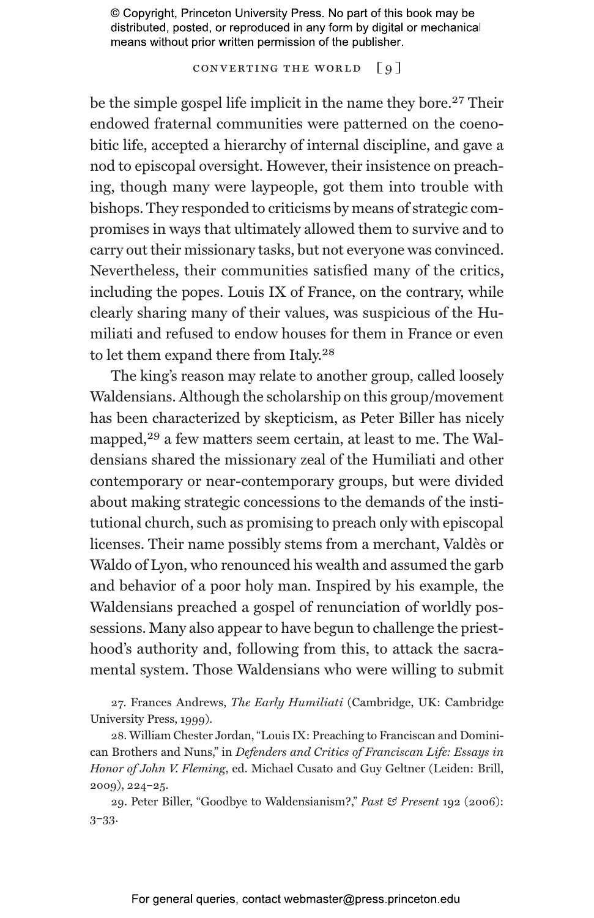be the simple gospel life implicit in the name they bore.[27] Their endowed fraternal communities were patterned on the coenobitic life, accepted a hierarchy of internal discipline, and gave a nod to episcopal oversight. However, their insistence on preaching, though many were laypeople, got them into trouble with bishops. They responded to criticisms by means of strategic compromises in ways that ultimately allowed them to survive and to carry out their missionary tasks, but not everyone was convinced. Nevertheless, their communities satisfied many of the critics, including the popes. Louis IX of France, on the contrary, while clearly sharing many of their values, was suspicious of the Humiliati and refused to endow houses for them in France or even to let them expand there from Italy.[28]

The king's reason may relate to another group, called loosely Waldensians. Although the scholarship on this group/movement has been characterized by skepticism, as Peter Biller has nicely mapped,[29] a few matters seem certain, at least to me. The Waldensians shared the missionary zeal of the Humiliati and other contemporary or near-contemporary groups, but were divided about making strategic concessions to the demands of the institutional church, such as promising to preach only with episcopal licenses. Their name possibly stems from a merchant, Valdès or Waldo of Lyon, who renounced his wealth and assumed the garb and behavior of a poor holy man. Inspired by his example, the Waldensians preached a gospel of renunciation of worldly possessions. Many also appear to have begun to challenge the priesthood's authority and, following from this, to attack the sacramental system. Those Waldensians who were willing to submit

27. Frances Andrews, *The Early Humiliati* (Cambridge, UK: Cambridge University Press, 1999).

28. William Chester Jordan, "Louis IX: Preaching to Franciscan and Dominican Brothers and Nuns," in *Defenders and Critics of Franciscan Life: Essays in Honor of John V. Fleming*, ed. Michael Cusato and Guy Geltner (Leiden: Brill, 2009), 224–25.

29. Peter Biller, "Goodbye to Waldensianism?," *Past & Present* 192 (2006): 3–33.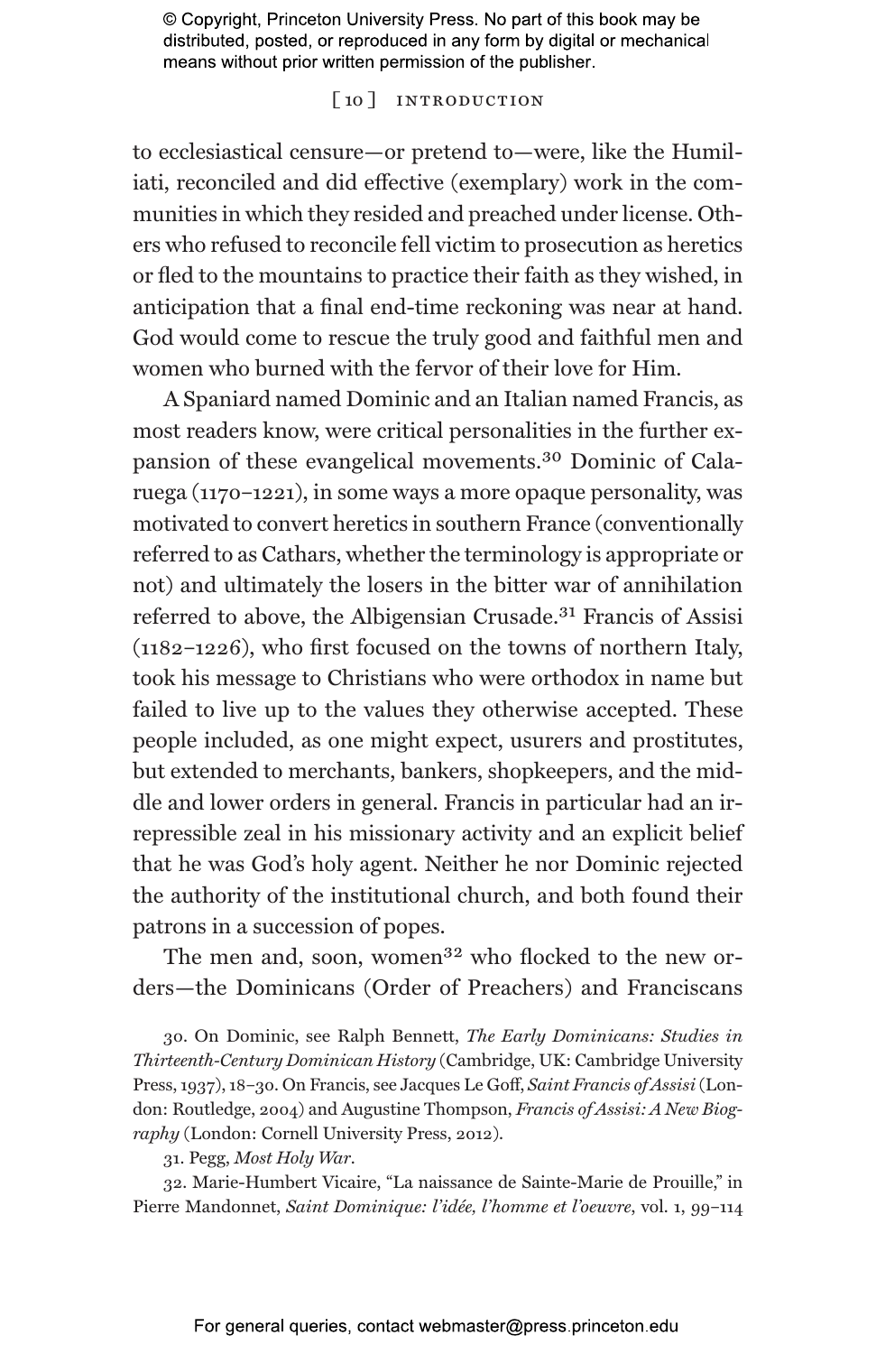to ecclesiastical censure—or pretend to—were, like the Humiliati, reconciled and did effective (exemplary) work in the communities in which they resided and preached under license. Others who refused to reconcile fell victim to prosecution as heretics or fled to the mountains to practice their faith as they wished, in anticipation that a final end-time reckoning was near at hand. God would come to rescue the truly good and faithful men and women who burned with the fervor of their love for Him.

A Spaniard named Dominic and an Italian named Francis, as most readers know, were critical personalities in the further expansion of these evangelical movements.[30] Dominic of Caleruega (1170–1221), in some ways a more opaque personality, was motivated to convert heretics in southern France (conventionally referred to as Cathars, whether the terminology is appropriate or not) and ultimately the losers in the bitter war of annihilation referred to above, the Albigensian Crusade.[31] Francis of Assisi (1182–1226), who first focused on the towns of northern Italy, took his message to Christians who were orthodox in name but failed to live up to the values they otherwise accepted. These people included, as one might expect, usurers and prostitutes, but extended to merchants, bankers, shopkeepers, and the middle and lower orders in general. Francis in particular had an irrepressible zeal in his missionary activity and an explicit belief that he was God's holy agent. Neither he nor Dominic rejected the authority of the institutional church, and both found their patrons in a succession of popes.

The men and, soon, women[32] who flocked to the new orders—the Dominicans (Order of Preachers) and Franciscans

30. On Dominic, see Ralph Bennett, *The Early Dominicans: Studies in Thirteenth-Century Dominican History* (Cambridge, UK: Cambridge University Press, 1937), 18–30. On Francis, see Jacques Le Goff, *Saint Francis of Assisi* (London: Routledge, 2004) and Augustine Thompson, *Francis of Assisi: A New Biography* (London: Cornell University Press, 2012).

31. Pegg, *Most Holy War*.

32. Marie-Humbert Vicaire, "La naissance de Sainte-Marie de Prouille," in Pierre Mandonnet, *Saint Dominique: l'idée, l'homme et l'oeuvre*, vol. 1, 99–114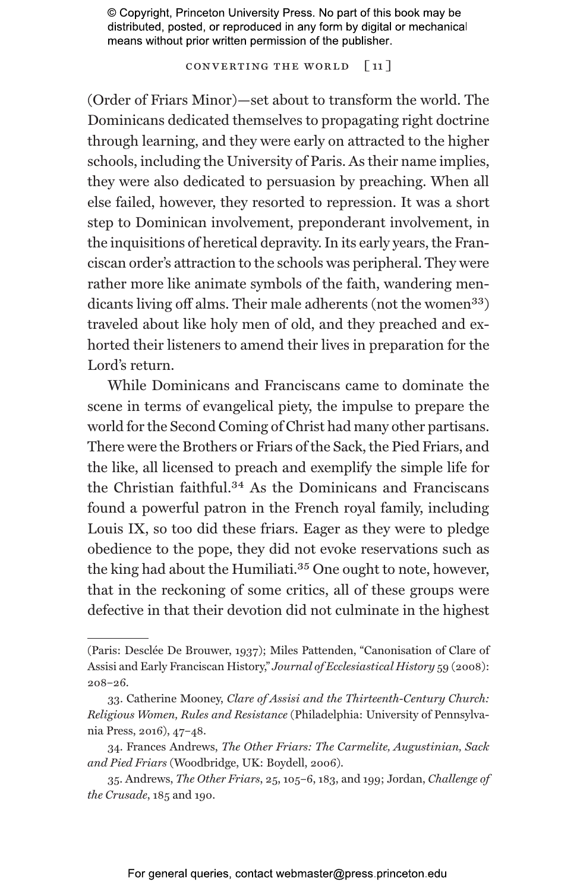(Order of Friars Minor)—set about to transform the world. The Dominicans dedicated themselves to propagating right doctrine through learning, and they were early on attracted to the higher schools, including the University of Paris. As their name implies, they were also dedicated to persuasion by preaching. When all else failed, however, they resorted to repression. It was a short step to Dominican involvement, preponderant involvement, in the inquisitions of heretical depravity. In its early years, the Franciscan order's attraction to the schools was peripheral. They were rather more like animate symbols of the faith, wandering mendicants living off alms. Their male adherents (not the women[33]) traveled about like holy men of old, and they preached and exhorted their listeners to amend their lives in preparation for the Lord's return.

While Dominicans and Franciscans came to dominate the scene in terms of evangelical piety, the impulse to prepare the world for the Second Coming of Christ had many other partisans. There were the Brothers or Friars of the Sack, the Pied Friars, and the like, all licensed to preach and exemplify the simple life for the Christian faithful.[34] As the Dominicans and Franciscans found a powerful patron in the French royal family, including Louis IX, so too did these friars. Eager as they were to pledge obedience to the pope, they did not evoke reservations such as the king had about the Humiliati.[35] One ought to note, however, that in the reckoning of some critics, all of these groups were defective in that their devotion did not culminate in the highest

---

(Paris: Desclée De Brouwer, 1937); Miles Pattenden, "Canonisation of Clare of Assisi and Early Franciscan History," *Journal of Ecclesiastical History* 59 (2008): 208–26.

33. Catherine Mooney, *Clare of Assisi and the Thirteenth-Century Church: Religious Women, Rules and Resistance* (Philadelphia: University of Pennsylvania Press, 2016), 47–48.

34. Frances Andrews, *The Other Friars: The Carmelite, Augustinian, Sack and Pied Friars* (Woodbridge, UK: Boydell, 2006).

35. Andrews, *The Other Friars*, 25, 105–6, 183, and 199; Jordan, *Challenge of the Crusade*, 185 and 190.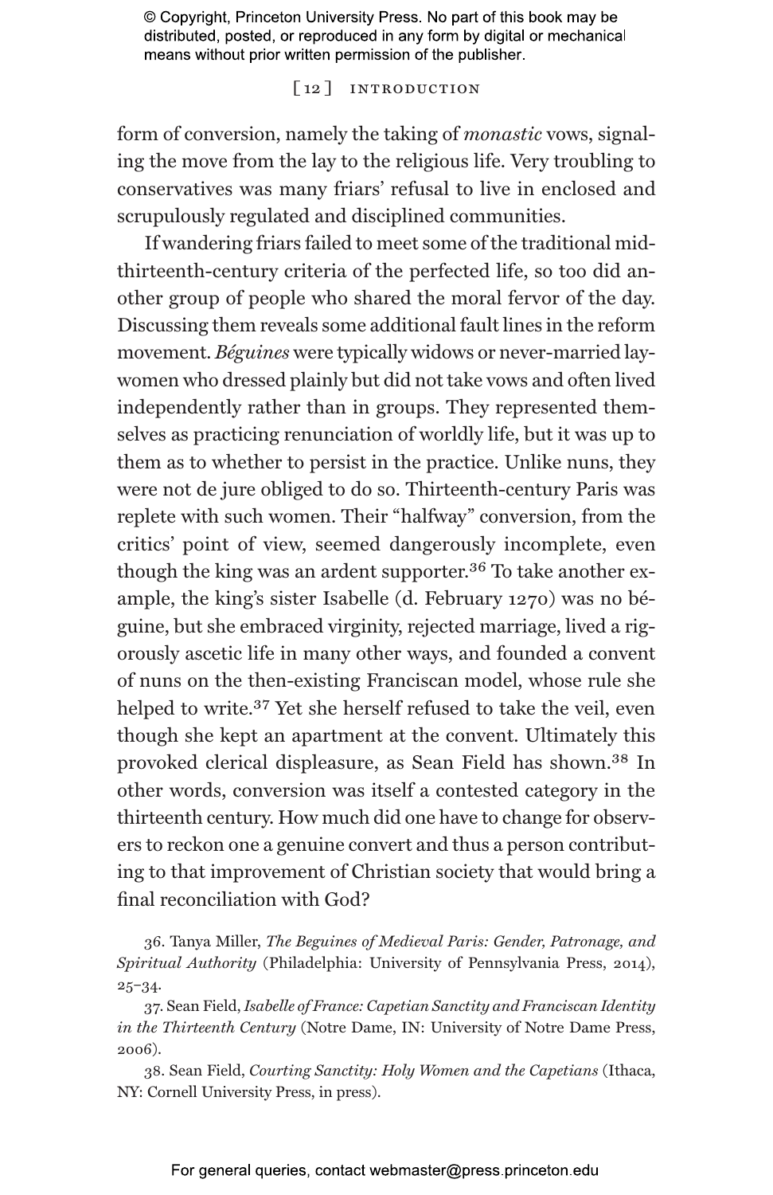form of conversion, namely the taking of *monastic* vows, signaling the move from the lay to the religious life. Very troubling to conservatives was many friars' refusal to live in enclosed and scrupulously regulated and disciplined communities.

If wandering friars failed to meet some of the traditional mid-thirteenth-century criteria of the perfected life, so too did another group of people who shared the moral fervor of the day. Discussing them reveals some additional fault lines in the reform movement. *Béguines* were typically widows or never-married laywomen who dressed plainly but did not take vows and often lived independently rather than in groups. They represented themselves as practicing renunciation of worldly life, but it was up to them as to whether to persist in the practice. Unlike nuns, they were not de jure obliged to do so. Thirteenth-century Paris was replete with such women. Their "halfway" conversion, from the critics' point of view, seemed dangerously incomplete, even though the king was an ardent supporter.[36] To take another example, the king's sister Isabelle (d. February 1270) was no béguine, but she embraced virginity, rejected marriage, lived a rigorously ascetic life in many other ways, and founded a convent of nuns on the then-existing Franciscan model, whose rule she helped to write.[37] Yet she herself refused to take the veil, even though she kept an apartment at the convent. Ultimately this provoked clerical displeasure, as Sean Field has shown.[38] In other words, conversion was itself a contested category in the thirteenth century. How much did one have to change for observers to reckon one a genuine convert and thus a person contributing to that improvement of Christian society that would bring a final reconciliation with God?

36. Tanya Miller, *The Beguines of Medieval Paris: Gender, Patronage, and Spiritual Authority* (Philadelphia: University of Pennsylvania Press, 2014), 25–34.

37. Sean Field, *Isabelle of France: Capetian Sanctity and Franciscan Identity in the Thirteenth Century* (Notre Dame, IN: University of Notre Dame Press, 2006).

38. Sean Field, *Courting Sanctity: Holy Women and the Capetians* (Ithaca, NY: Cornell University Press, in press).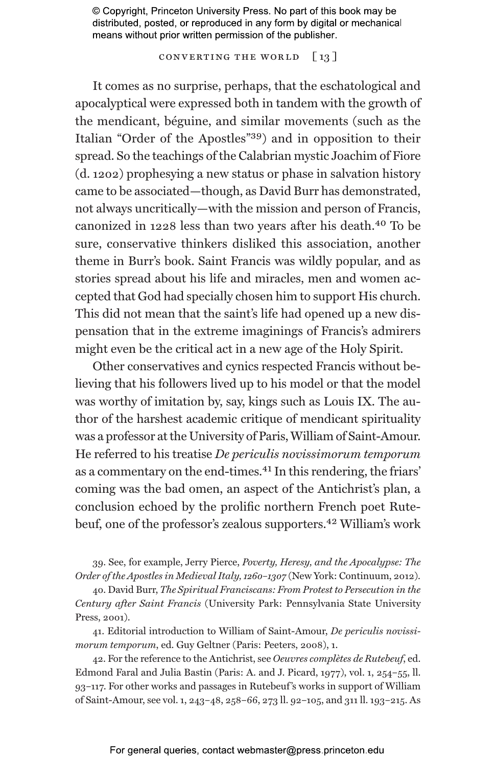It comes as no surprise, perhaps, that the eschatological and apocalyptical were expressed both in tandem with the growth of the mendicant, béguine, and similar movements (such as the Italian "Order of the Apostles"[39]) and in opposition to their spread. So the teachings of the Calabrian mystic Joachim of Fiore (d. 1202) prophesying a new status or phase in salvation history came to be associated—though, as David Burr has demonstrated, not always uncritically—with the mission and person of Francis, canonized in 1228 less than two years after his death.[40] To be sure, conservative thinkers disliked this association, another theme in Burr's book. Saint Francis was wildly popular, and as stories spread about his life and miracles, men and women accepted that God had specially chosen him to support His church. This did not mean that the saint's life had opened up a new dispensation that in the extreme imaginings of Francis's admirers might even be the critical act in a new age of the Holy Spirit.

Other conservatives and cynics respected Francis without believing that his followers lived up to his model or that the model was worthy of imitation by, say, kings such as Louis IX. The author of the harshest academic critique of mendicant spirituality was a professor at the University of Paris, William of Saint-Amour. He referred to his treatise *De periculis novissimorum temporum* as a commentary on the end-times.[41] In this rendering, the friars' coming was the bad omen, an aspect of the Antichrist's plan, a conclusion echoed by the prolific northern French poet Rutebeuf, one of the professor's zealous supporters.[42] William's work

39. See, for example, Jerry Pierce, *Poverty, Heresy, and the Apocalypse: The Order of the Apostles in Medieval Italy, 1260–1307* (New York: Continuum, 2012).

40. David Burr, *The Spiritual Franciscans: From Protest to Persecution in the Century after Saint Francis* (University Park: Pennsylvania State University Press, 2001).

41. Editorial introduction to William of Saint-Amour, *De periculis novissimorum temporum*, ed. Guy Geltner (Paris: Peeters, 2008), 1.

42. For the reference to the Antichrist, see *Oeuvres complètes de Rutebeuf*, ed. Edmond Faral and Julia Bastin (Paris: A. and J. Picard, 1977), vol. 1, 254–55, ll. 93–117. For other works and passages in Rutebeuf's works in support of William of Saint-Amour, see vol. 1, 243–48, 258–66, 273 ll. 92–105, and 311 ll. 193–215. As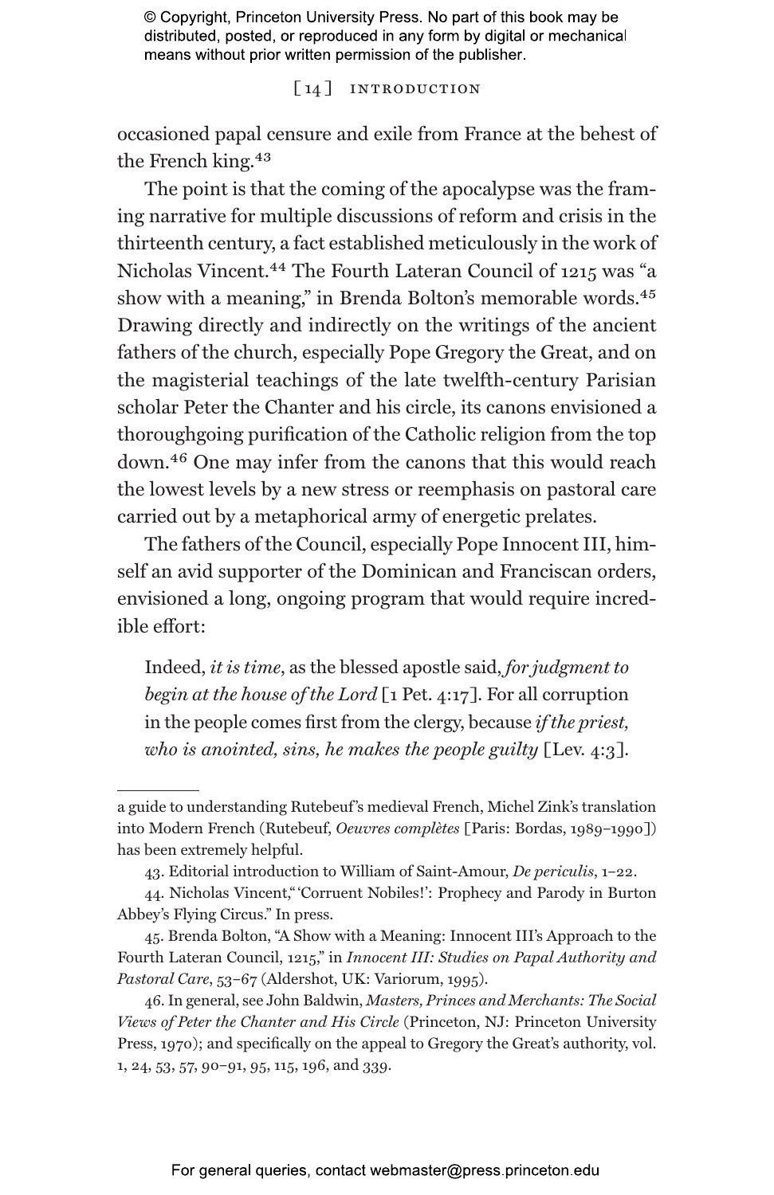occasioned papal censure and exile from France at the behest of the French king.[43]

The point is that the coming of the apocalypse was the framing narrative for multiple discussions of reform and crisis in the thirteenth century, a fact established meticulously in the work of Nicholas Vincent.[44] The Fourth Lateran Council of 1215 was "a show with a meaning," in Brenda Bolton's memorable words.[45] Drawing directly and indirectly on the writings of the ancient fathers of the church, especially Pope Gregory the Great, and on the magisterial teachings of the late twelfth-century Parisian scholar Peter the Chanter and his circle, its canons envisioned a thoroughgoing purification of the Catholic religion from the top down.[46] One may infer from the canons that this would reach the lowest levels by a new stress or reemphasis on pastoral care carried out by a metaphorical army of energetic prelates.

The fathers of the Council, especially Pope Innocent III, himself an avid supporter of the Dominican and Franciscan orders, envisioned a long, ongoing program that would require incredible effort:

> Indeed, *it is time*, as the blessed apostle said, *for judgment to begin at the house of the Lord* [1 Pet. 4:17]. For all corruption in the people comes first from the clergy, because *if the priest, who is anointed, sins, he makes the people guilty* [Lev. 4:3].

---

a guide to understanding Rutebeuf's medieval French, Michel Zink's translation into Modern French (Rutebeuf, *Oeuvres complètes* [Paris: Bordas, 1989–1990]) has been extremely helpful.

43. Editorial introduction to William of Saint-Amour, *De periculis*, 1–22.

44. Nicholas Vincent, "'Corruent Nobiles!': Prophecy and Parody in Burton Abbey's Flying Circus." In press.

45. Brenda Bolton, "A Show with a Meaning: Innocent III's Approach to the Fourth Lateran Council, 1215," in *Innocent III: Studies on Papal Authority and Pastoral Care*, 53–67 (Aldershot, UK: Variorum, 1995).

46. In general, see John Baldwin, *Masters, Princes and Merchants: The Social Views of Peter the Chanter and His Circle* (Princeton, NJ: Princeton University Press, 1970); and specifically on the appeal to Gregory the Great's authority, vol. 1, 24, 53, 57, 90–91, 95, 115, 196, and 339.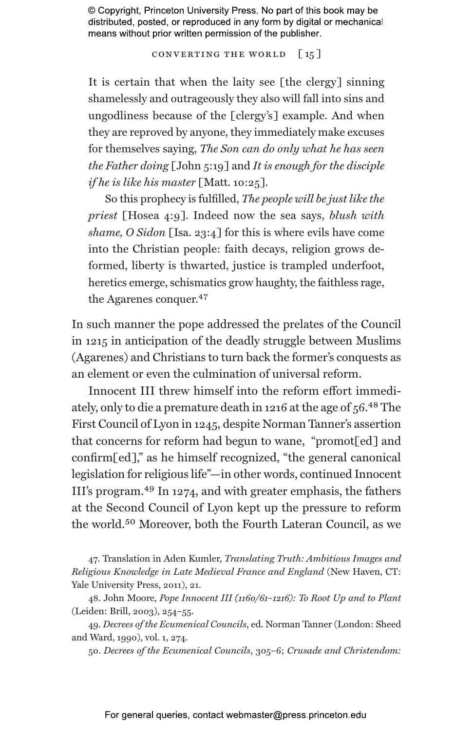> It is certain that when the laity see [the clergy] sinning shamelessly and outrageously they also will fall into sins and ungodliness because of the [clergy's] example. And when they are reproved by anyone, they immediately make excuses for themselves saying, *The Son can do only what he has seen the Father doing* [John 5:19] and *It is enough for the disciple if he is like his master* [Matt. 10:25].
>
> So this prophecy is fulfilled, *The people will be just like the priest* [Hosea 4:9]. Indeed now the sea says, *blush with shame, O Sidon* [Isa. 23:4] for this is where evils have come into the Christian people: faith decays, religion grows deformed, liberty is thwarted, justice is trampled underfoot, heretics emerge, schismatics grow haughty, the faithless rage, the Agarenes conquer.[47]

In such manner the pope addressed the prelates of the Council in 1215 in anticipation of the deadly struggle between Muslims (Agarenes) and Christians to turn back the former's conquests as an element or even the culmination of universal reform.

Innocent III threw himself into the reform effort immediately, only to die a premature death in 1216 at the age of 56.[48] The First Council of Lyon in 1245, despite Norman Tanner's assertion that concerns for reform had begun to wane, "promot[ed] and confirm[ed]," as he himself recognized, "the general canonical legislation for religious life"—in other words, continued Innocent III's program.[49] In 1274, and with greater emphasis, the fathers at the Second Council of Lyon kept up the pressure to reform the world.[50] Moreover, both the Fourth Lateran Council, as we

47. Translation in Aden Kumler, *Translating Truth: Ambitious Images and Religious Knowledge in Late Medieval France and England* (New Haven, CT: Yale University Press, 2011), 21.

48. John Moore, *Pope Innocent III (1160/61–1216): To Root Up and to Plant* (Leiden: Brill, 2003), 254–55.

49. *Decrees of the Ecumenical Councils*, ed. Norman Tanner (London: Sheed and Ward, 1990), vol. 1, 274.

50. *Decrees of the Ecumenical Councils*, 305–6; *Crusade and Christendom:*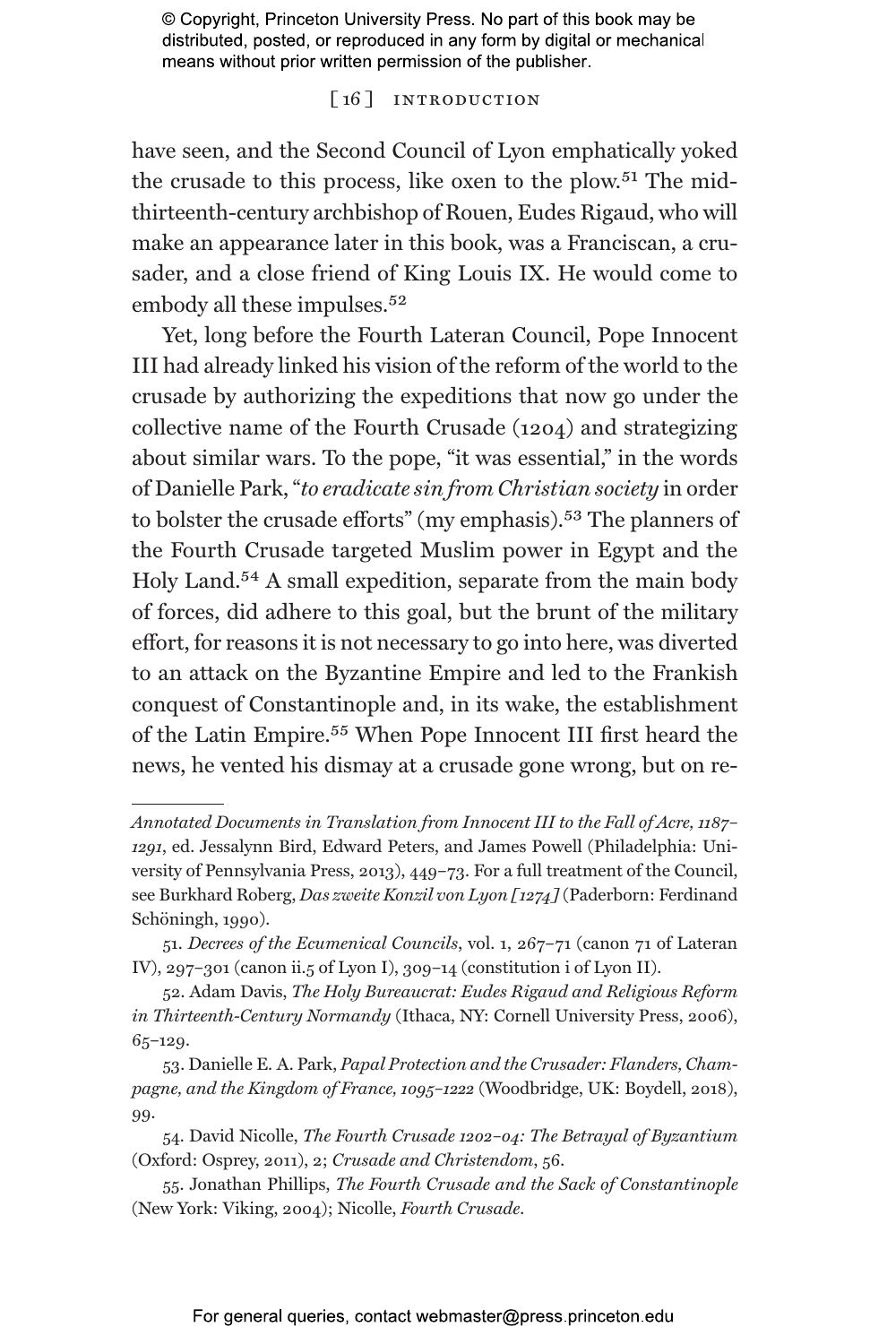have seen, and the Second Council of Lyon emphatically yoked the crusade to this process, like oxen to the plow.[51] The mid-thirteenth-century archbishop of Rouen, Eudes Rigaud, who will make an appearance later in this book, was a Franciscan, a crusader, and a close friend of King Louis IX. He would come to embody all these impulses.[52]

Yet, long before the Fourth Lateran Council, Pope Innocent III had already linked his vision of the reform of the world to the crusade by authorizing the expeditions that now go under the collective name of the Fourth Crusade (1204) and strategizing about similar wars. To the pope, "it was essential," in the words of Danielle Park, "*to eradicate sin from Christian society* in order to bolster the crusade efforts" (my emphasis).[53] The planners of the Fourth Crusade targeted Muslim power in Egypt and the Holy Land.[54] A small expedition, separate from the main body of forces, did adhere to this goal, but the brunt of the military effort, for reasons it is not necessary to go into here, was diverted to an attack on the Byzantine Empire and led to the Frankish conquest of Constantinople and, in its wake, the establishment of the Latin Empire.[55] When Pope Innocent III first heard the news, he vented his dismay at a crusade gone wrong, but on re-

---

*Annotated Documents in Translation from Innocent III to the Fall of Acre, 1187–1291*, ed. Jessalynn Bird, Edward Peters, and James Powell (Philadelphia: University of Pennsylvania Press, 2013), 449–73. For a full treatment of the Council, see Burkhard Roberg, *Das zweite Konzil von Lyon [1274]* (Paderborn: Ferdinand Schöningh, 1990).

51. *Decrees of the Ecumenical Councils*, vol. 1, 267–71 (canon 71 of Lateran IV), 297–301 (canon ii.5 of Lyon I), 309–14 (constitution i of Lyon II).

52. Adam Davis, *The Holy Bureaucrat: Eudes Rigaud and Religious Reform in Thirteenth-Century Normandy* (Ithaca, NY: Cornell University Press, 2006), 65–129.

53. Danielle E. A. Park, *Papal Protection and the Crusader: Flanders, Champagne, and the Kingdom of France, 1095–1222* (Woodbridge, UK: Boydell, 2018), 99.

54. David Nicolle, *The Fourth Crusade 1202–04: The Betrayal of Byzantium* (Oxford: Osprey, 2011), 2; *Crusade and Christendom*, 56.

55. Jonathan Phillips, *The Fourth Crusade and the Sack of Constantinople* (New York: Viking, 2004); Nicolle, *Fourth Crusade*.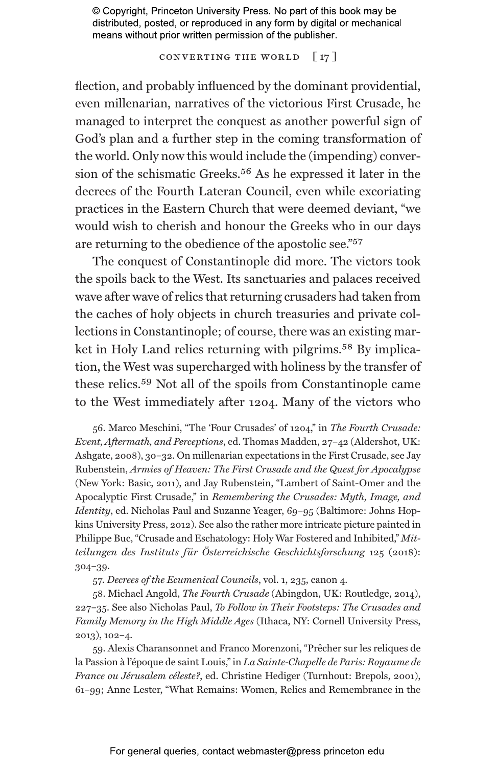flection, and probably influenced by the dominant providential, even millenarian, narratives of the victorious First Crusade, he managed to interpret the conquest as another powerful sign of God's plan and a further step in the coming transformation of the world. Only now this would include the (impending) conversion of the schismatic Greeks.[56] As he expressed it later in the decrees of the Fourth Lateran Council, even while excoriating practices in the Eastern Church that were deemed deviant, "we would wish to cherish and honour the Greeks who in our days are returning to the obedience of the apostolic see."[57]

The conquest of Constantinople did more. The victors took the spoils back to the West. Its sanctuaries and palaces received wave after wave of relics that returning crusaders had taken from the caches of holy objects in church treasuries and private collections in Constantinople; of course, there was an existing market in Holy Land relics returning with pilgrims.[58] By implication, the West was supercharged with holiness by the transfer of these relics.[59] Not all of the spoils from Constantinople came to the West immediately after 1204. Many of the victors who

56. Marco Meschini, "The 'Four Crusades' of 1204," in *The Fourth Crusade: Event, Aftermath, and Perceptions*, ed. Thomas Madden, 27–42 (Aldershot, UK: Ashgate, 2008), 30–32. On millenarian expectations in the First Crusade, see Jay Rubenstein, *Armies of Heaven: The First Crusade and the Quest for Apocalypse* (New York: Basic, 2011), and Jay Rubenstein, "Lambert of Saint-Omer and the Apocalyptic First Crusade," in *Remembering the Crusades: Myth, Image, and Identity*, ed. Nicholas Paul and Suzanne Yeager, 69–95 (Baltimore: Johns Hopkins University Press, 2012). See also the rather more intricate picture painted in Philippe Buc, "Crusade and Eschatology: Holy War Fostered and Inhibited," *Mitteilungen des Instituts für Österreichische Geschichtsforschung* 125 (2018): 304–39.

57. *Decrees of the Ecumenical Councils*, vol. 1, 235, canon 4.

58. Michael Angold, *The Fourth Crusade* (Abingdon, UK: Routledge, 2014), 227–35. See also Nicholas Paul, *To Follow in Their Footsteps: The Crusades and Family Memory in the High Middle Ages* (Ithaca, NY: Cornell University Press, 2013), 102–4.

59. Alexis Charansonnet and Franco Morenzoni, "Prêcher sur les reliques de la Passion à l'époque de saint Louis," in *La Sainte-Chapelle de Paris: Royaume de France ou Jérusalem céleste?*, ed. Christine Hediger (Turnhout: Brepols, 2001), 61–99; Anne Lester, "What Remains: Women, Relics and Remembrance in the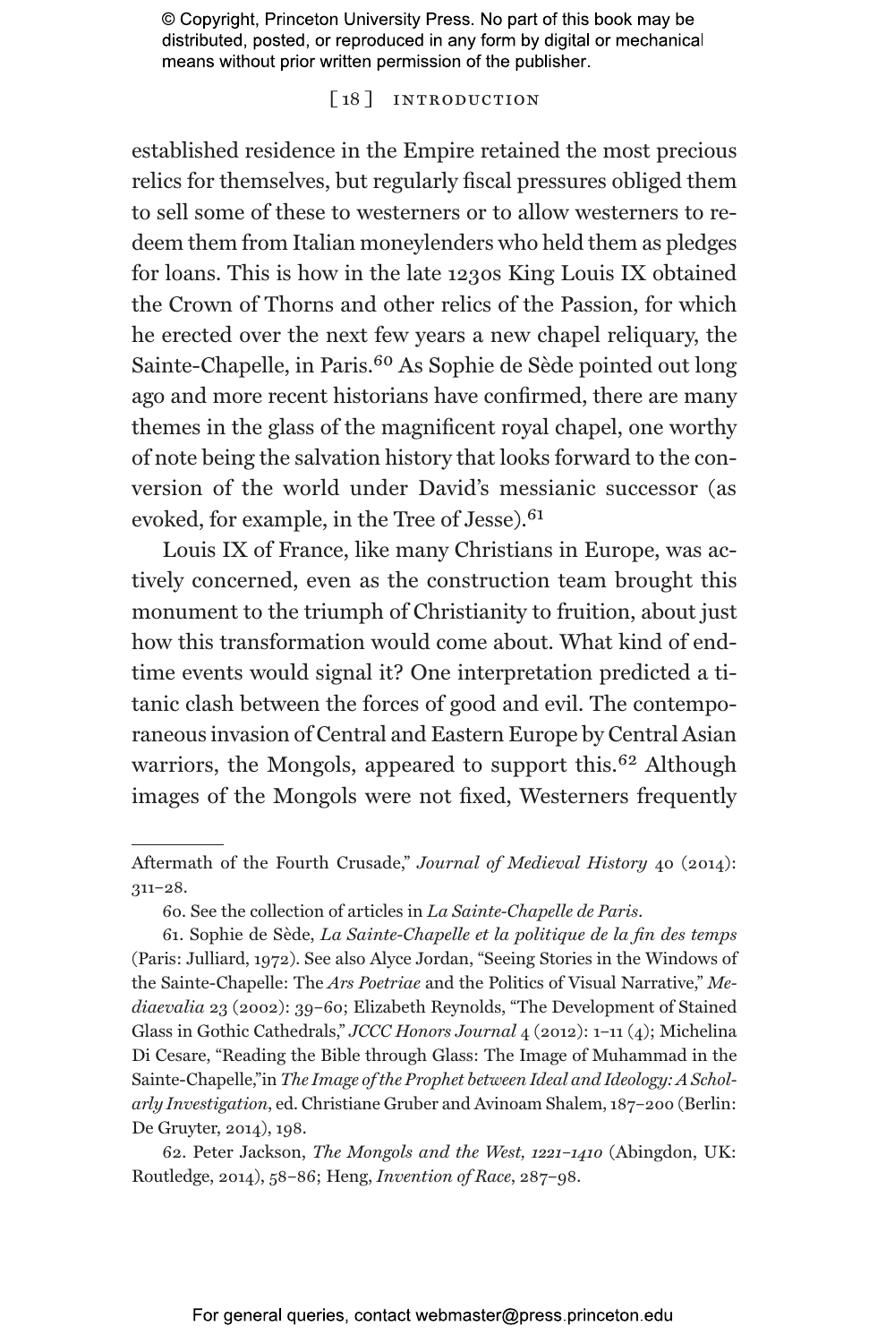established residence in the Empire retained the most precious relics for themselves, but regularly fiscal pressures obliged them to sell some of these to westerners or to allow westerners to redeem them from Italian moneylenders who held them as pledges for loans. This is how in the late 1230s King Louis IX obtained the Crown of Thorns and other relics of the Passion, for which he erected over the next few years a new chapel reliquary, the Sainte-Chapelle, in Paris.[60] As Sophie de Sède pointed out long ago and more recent historians have confirmed, there are many themes in the glass of the magnificent royal chapel, one worthy of note being the salvation history that looks forward to the conversion of the world under David's messianic successor (as evoked, for example, in the Tree of Jesse).[61]

Louis IX of France, like many Christians in Europe, was actively concerned, even as the construction team brought this monument to the triumph of Christianity to fruition, about just how this transformation would come about. What kind of end-time events would signal it? One interpretation predicted a titanic clash between the forces of good and evil. The contemporaneous invasion of Central and Eastern Europe by Central Asian warriors, the Mongols, appeared to support this.[62] Although images of the Mongols were not fixed, Westerners frequently

---

Aftermath of the Fourth Crusade," *Journal of Medieval History* 40 (2014): 311–28.

60. See the collection of articles in *La Sainte-Chapelle de Paris*.

61. Sophie de Sède, *La Sainte-Chapelle et la politique de la fin des temps* (Paris: Julliard, 1972). See also Alyce Jordan, "Seeing Stories in the Windows of the Sainte-Chapelle: The *Ars Poetriae* and the Politics of Visual Narrative," *Mediaevalia* 23 (2002): 39–60; Elizabeth Reynolds, "The Development of Stained Glass in Gothic Cathedrals," *JCCC Honors Journal* 4 (2012): 1–11 (4); Michelina Di Cesare, "Reading the Bible through Glass: The Image of Muhammad in the Sainte-Chapelle," in *The Image of the Prophet between Ideal and Ideology: A Scholarly Investigation*, ed. Christiane Gruber and Avinoam Shalem, 187–200 (Berlin: De Gruyter, 2014), 198.

62. Peter Jackson, *The Mongols and the West, 1221–1410* (Abingdon, UK: Routledge, 2014), 58–86; Heng, *Invention of Race*, 287–98.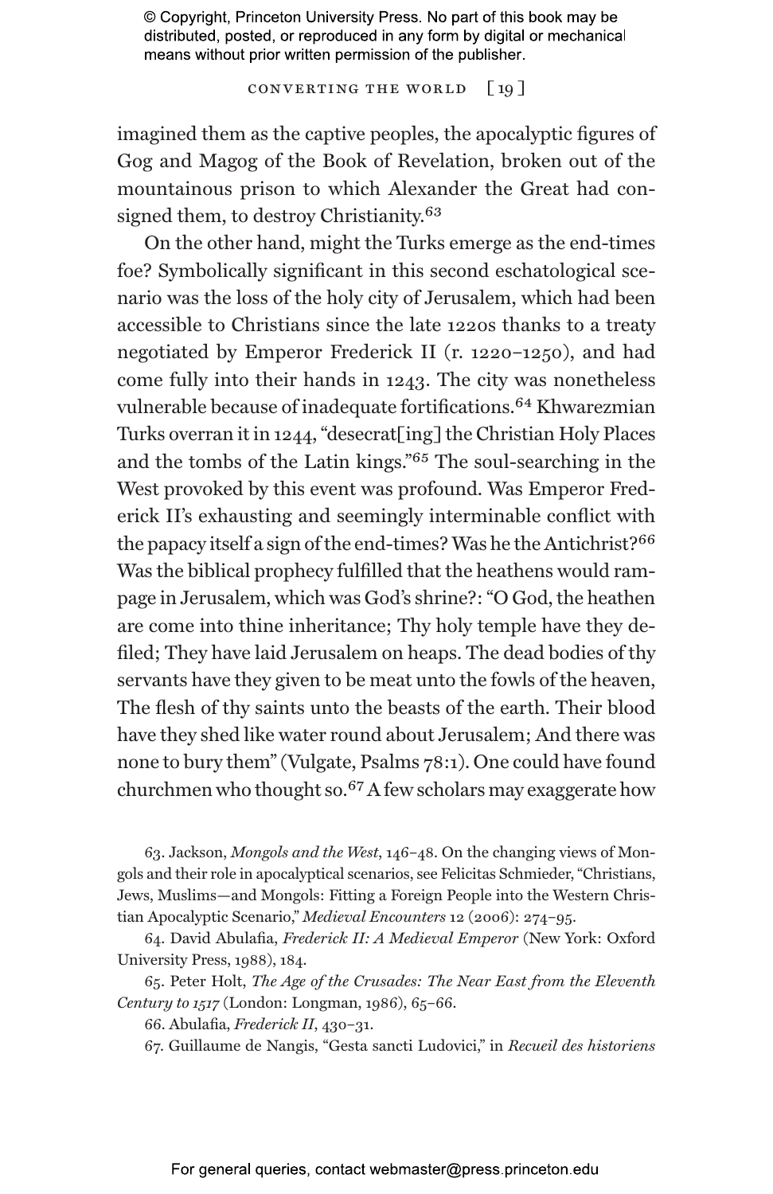imagined them as the captive peoples, the apocalyptic figures of Gog and Magog of the Book of Revelation, broken out of the mountainous prison to which Alexander the Great had consigned them, to destroy Christianity.[63]

On the other hand, might the Turks emerge as the end-times foe? Symbolically significant in this second eschatological scenario was the loss of the holy city of Jerusalem, which had been accessible to Christians since the late 1220s thanks to a treaty negotiated by Emperor Frederick II (r. 1220–1250), and had come fully into their hands in 1243. The city was nonetheless vulnerable because of inadequate fortifications.[64] Khwarezmian Turks overran it in 1244, "desecrat[ing] the Christian Holy Places and the tombs of the Latin kings."[65] The soul-searching in the West provoked by this event was profound. Was Emperor Frederick II's exhausting and seemingly interminable conflict with the papacy itself a sign of the end-times? Was he the Antichrist?[66] Was the biblical prophecy fulfilled that the heathens would rampage in Jerusalem, which was God's shrine?: "O God, the heathen are come into thine inheritance; Thy holy temple have they defiled; They have laid Jerusalem on heaps. The dead bodies of thy servants have they given to be meat unto the fowls of the heaven, The flesh of thy saints unto the beasts of the earth. Their blood have they shed like water round about Jerusalem; And there was none to bury them" (Vulgate, Psalms 78:1). One could have found churchmen who thought so.[67] A few scholars may exaggerate how

63. Jackson, *Mongols and the West*, 146–48. On the changing views of Mongols and their role in apocalyptical scenarios, see Felicitas Schmieder, "Christians, Jews, Muslims—and Mongols: Fitting a Foreign People into the Western Christian Apocalyptic Scenario," *Medieval Encounters* 12 (2006): 274–95.

64. David Abulafia, *Frederick II: A Medieval Emperor* (New York: Oxford University Press, 1988), 184.

65. Peter Holt, *The Age of the Crusades: The Near East from the Eleventh Century to 1517* (London: Longman, 1986), 65–66.

66. Abulafia, *Frederick II*, 430–31.

67. Guillaume de Nangis, "Gesta sancti Ludovici," in *Recueil des historiens*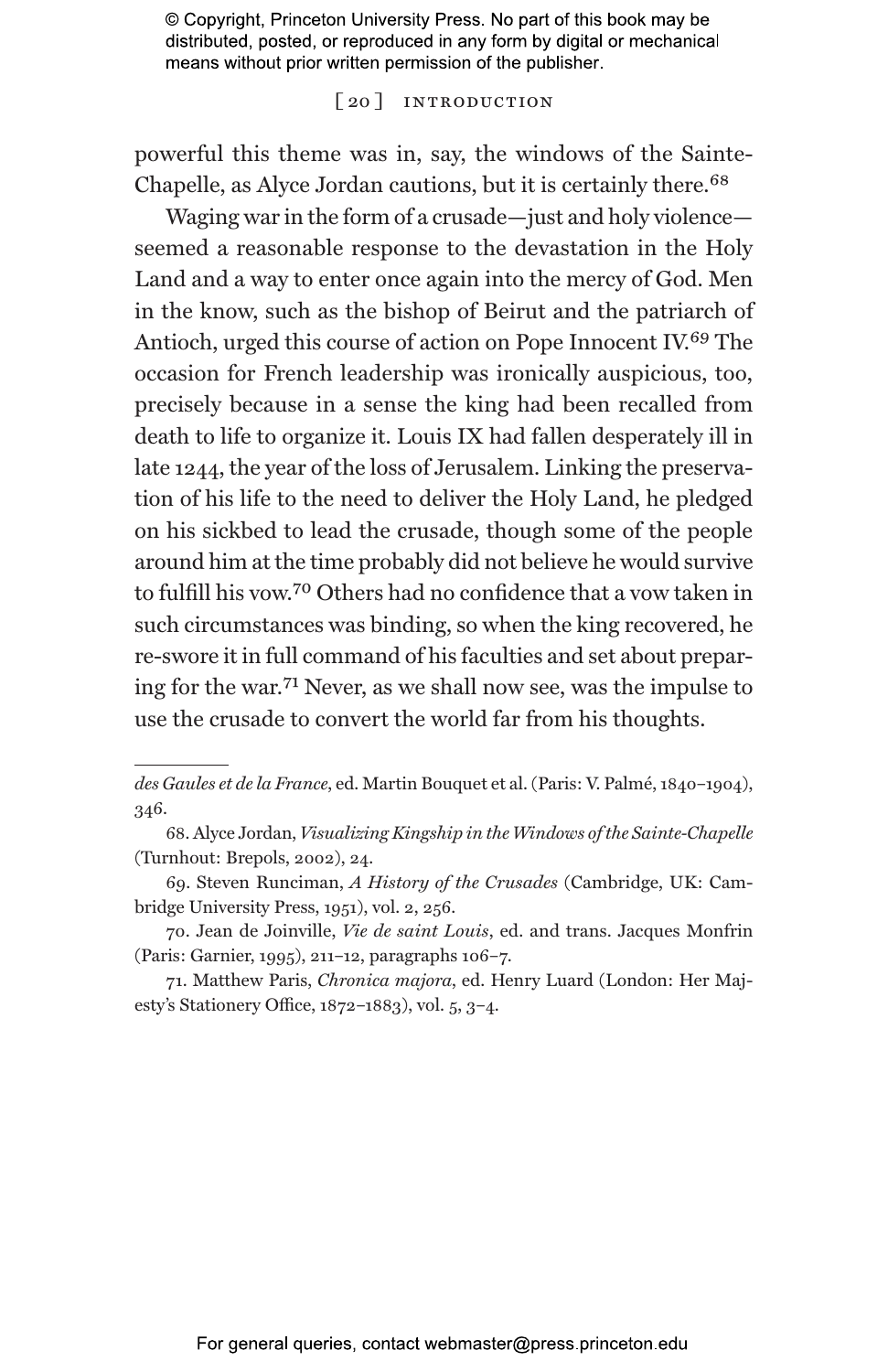powerful this theme was in, say, the windows of the Sainte-Chapelle, as Alyce Jordan cautions, but it is certainly there.[68]

Waging war in the form of a crusade—just and holy violence—seemed a reasonable response to the devastation in the Holy Land and a way to enter once again into the mercy of God. Men in the know, such as the bishop of Beirut and the patriarch of Antioch, urged this course of action on Pope Innocent IV.[69] The occasion for French leadership was ironically auspicious, too, precisely because in a sense the king had been recalled from death to life to organize it. Louis IX had fallen desperately ill in late 1244, the year of the loss of Jerusalem. Linking the preservation of his life to the need to deliver the Holy Land, he pledged on his sickbed to lead the crusade, though some of the people around him at the time probably did not believe he would survive to fulfill his vow.[70] Others had no confidence that a vow taken in such circumstances was binding, so when the king recovered, he re-swore it in full command of his faculties and set about preparing for the war.[71] Never, as we shall now see, was the impulse to use the crusade to convert the world far from his thoughts.

---

*des Gaules et de la France*, ed. Martin Bouquet et al. (Paris: V. Palmé, 1840–1904), 346.

68. Alyce Jordan, *Visualizing Kingship in the Windows of the Sainte-Chapelle* (Turnhout: Brepols, 2002), 24.

69. Steven Runciman, *A History of the Crusades* (Cambridge, UK: Cambridge University Press, 1951), vol. 2, 256.

70. Jean de Joinville, *Vie de saint Louis*, ed. and trans. Jacques Monfrin (Paris: Garnier, 1995), 211–12, paragraphs 106–7.

71. Matthew Paris, *Chronica majora*, ed. Henry Luard (London: Her Majesty's Stationery Office, 1872–1883), vol. 5, 3–4.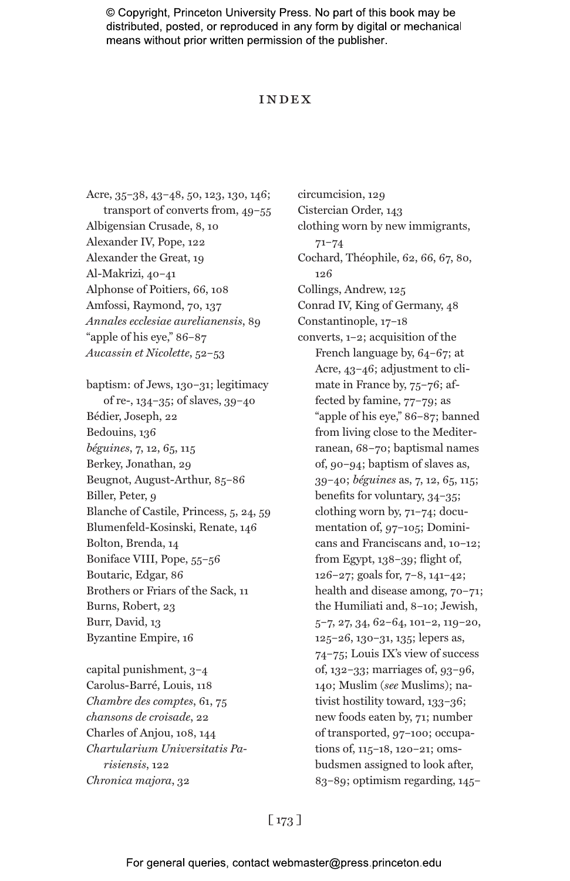# INDEX

Acre, 35–38, 43–48, 50, 123, 130, 146; transport of converts from, 49–55
Albigensian Crusade, 8, 10
Alexander IV, Pope, 122
Alexander the Great, 19
Al-Makrizi, 40–41
Alphonse of Poitiers, 66, 108
Amfossi, Raymond, 70, 137
*Annales ecclesiae aurelianensis*, 89
"apple of his eye," 86–87
*Aucassin et Nicolette*, 52–53

baptism: of Jews, 130–31; legitimacy of re-, 134–35; of slaves, 39–40
Bédier, Joseph, 22
Bedouins, 136
*béguines*, 7, 12, 65, 115
Berkey, Jonathan, 29
Beugnot, August-Arthur, 85–86
Biller, Peter, 9
Blanche of Castile, Princess, 5, 24, 59
Blumenfeld-Kosinski, Renate, 146
Bolton, Brenda, 14
Boniface VIII, Pope, 55–56
Boutaric, Edgar, 86
Brothers or Friars of the Sack, 11
Burns, Robert, 23
Burr, David, 13
Byzantine Empire, 16

capital punishment, 3–4
Carolus-Barré, Louis, 118
*Chambre des comptes*, 61, 75
*chansons de croisade*, 22
Charles of Anjou, 108, 144
*Chartularium Universitatis Parisiensis*, 122
*Chronica majora*, 32
circumcision, 129
Cistercian Order, 143
clothing worn by new immigrants, 71–74
Cochard, Théophile, 62, 66, 67, 80, 126
Collings, Andrew, 125
Conrad IV, King of Germany, 48
Constantinople, 17–18
converts, 1–2; acquisition of the French language by, 64–67; at Acre, 43–46; adjustment to climate in France by, 75–76; affected by famine, 77–79; as "apple of his eye," 86–87; banned from living close to the Mediterranean, 68–70; baptismal names of, 90–94; baptism of slaves as, 39–40; *béguines* as, 7, 12, 65, 115; benefits for voluntary, 34–35; clothing worn by, 71–74; documentation of, 97–105; Dominicans and Franciscans and, 10–12; from Egypt, 138–39; flight of, 126–27; goals for, 7–8, 141–42; health and disease among, 70–71; the Humiliati and, 8–10; Jewish, 5–7, 27, 34, 62–64, 101–2, 119–20, 125–26, 130–31, 135; lepers as, 74–75; Louis IX's view of success of, 132–33; marriages of, 93–96, 140; Muslim (*see* Muslims); nativist hostility toward, 133–36; new foods eaten by, 71; number of transported, 97–100; occupations of, 115–18, 120–21; ombsbudsmen assigned to look after, 83–89; optimism regarding, 145–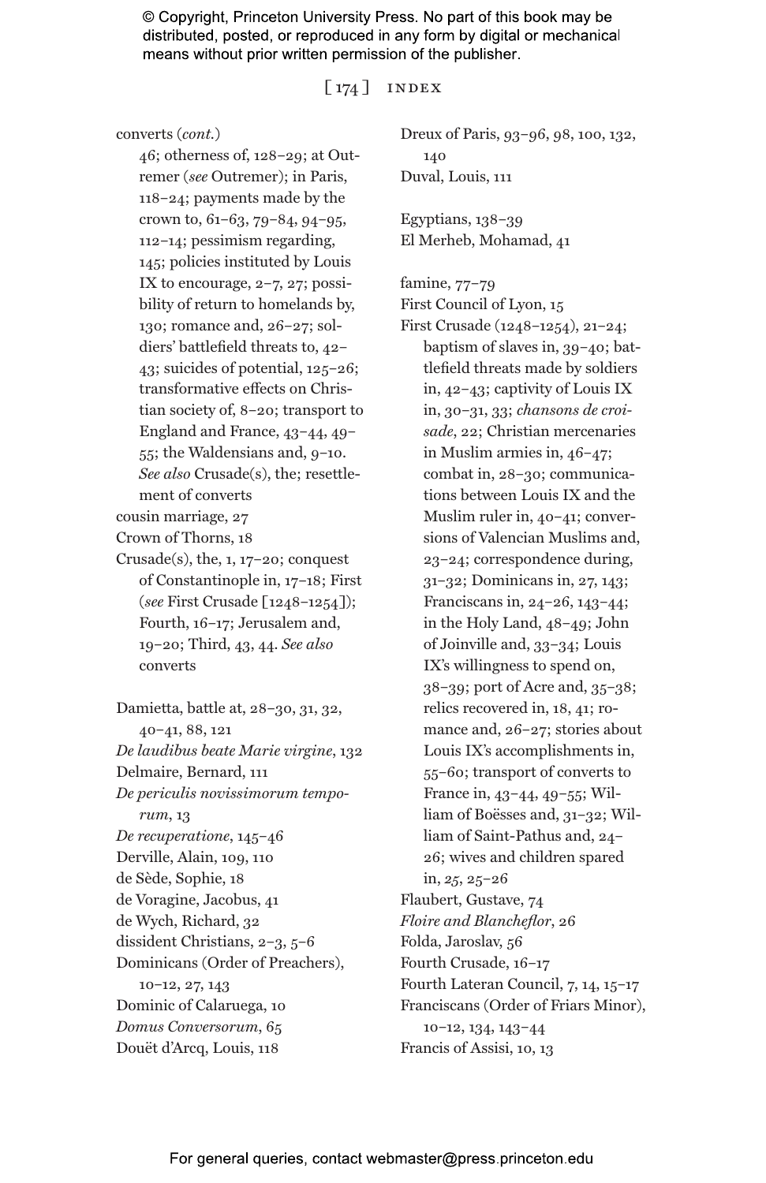converts (*cont.*)
46; otherness of, 128–29; at Outremer (*see* Outremer); in Paris, 118–24; payments made by the crown to, 61–63, 79–84, 94–95, 112–14; pessimism regarding, 145; policies instituted by Louis IX to encourage, 2–7, 27; possibility of return to homelands by, 130; romance and, 26–27; soldiers' battlefield threats to, 42–43; suicides of potential, 125–26; transformative effects on Christian society of, 8–20; transport to England and France, 43–44, 49–55; the Waldensians and, 9–10. *See also* Crusade(s), the; resettlement of converts

cousin marriage, 27

Crown of Thorns, 18

Crusade(s), the, 1, 17–20; conquest of Constantinople in, 17–18; First (*see* First Crusade [1248–1254]); Fourth, 16–17; Jerusalem and, 19–20; Third, 43, 44. *See also* converts

Damietta, battle at, 28–30, 31, 32, 40–41, 88, 121

*De laudibus beate Marie virgine*, 132

Delmaire, Bernard, 111

*De periculis novissimorum temporum*, 13

*De recuperatione*, 145–46

Derville, Alain, 109, 110

de Sède, Sophie, 18

de Voragine, Jacobus, 41

de Wych, Richard, 32

dissident Christians, 2–3, 5–6

Dominicans (Order of Preachers), 10–12, 27, 143

Dominic of Calaruega, 10

*Domus Conversorum*, 65

Douët d'Arcq, Louis, 118

Dreux of Paris, 93–96, 98, 100, 132, 140

Duval, Louis, 111

Egyptians, 138–39

El Merheb, Mohamad, 41

famine, 77–79

First Council of Lyon, 15

First Crusade (1248–1254), 21–24; baptism of slaves in, 39–40; battlefield threats made by soldiers in, 42–43; captivity of Louis IX in, 30–31, 33; *chansons de croisade*, 22; Christian mercenaries in Muslim armies in, 46–47; combat in, 28–30; communications between Louis IX and the Muslim ruler in, 40–41; conversions of Valencian Muslims and, 23–24; correspondence during, 31–32; Dominicans in, 27, 143; Franciscans in, 24–26, 143–44; in the Holy Land, 48–49; John of Joinville and, 33–34; Louis IX's willingness to spend on, 38–39; port of Acre and, 35–38; relics recovered in, 18, 41; romance and, 26–27; stories about Louis IX's accomplishments in, 55–60; transport of converts to France in, 43–44, 49–55; William of Boësses and, 31–32; William of Saint-Pathus and, 24–26; wives and children spared in, *25*, 25–26

Flaubert, Gustave, 74

*Floire and Blancheflor*, 26

Folda, Jaroslav, 56

Fourth Crusade, 16–17

Fourth Lateran Council, 7, 14, 15–17

Franciscans (Order of Friars Minor), 10–12, 134, 143–44

Francis of Assisi, 10, 13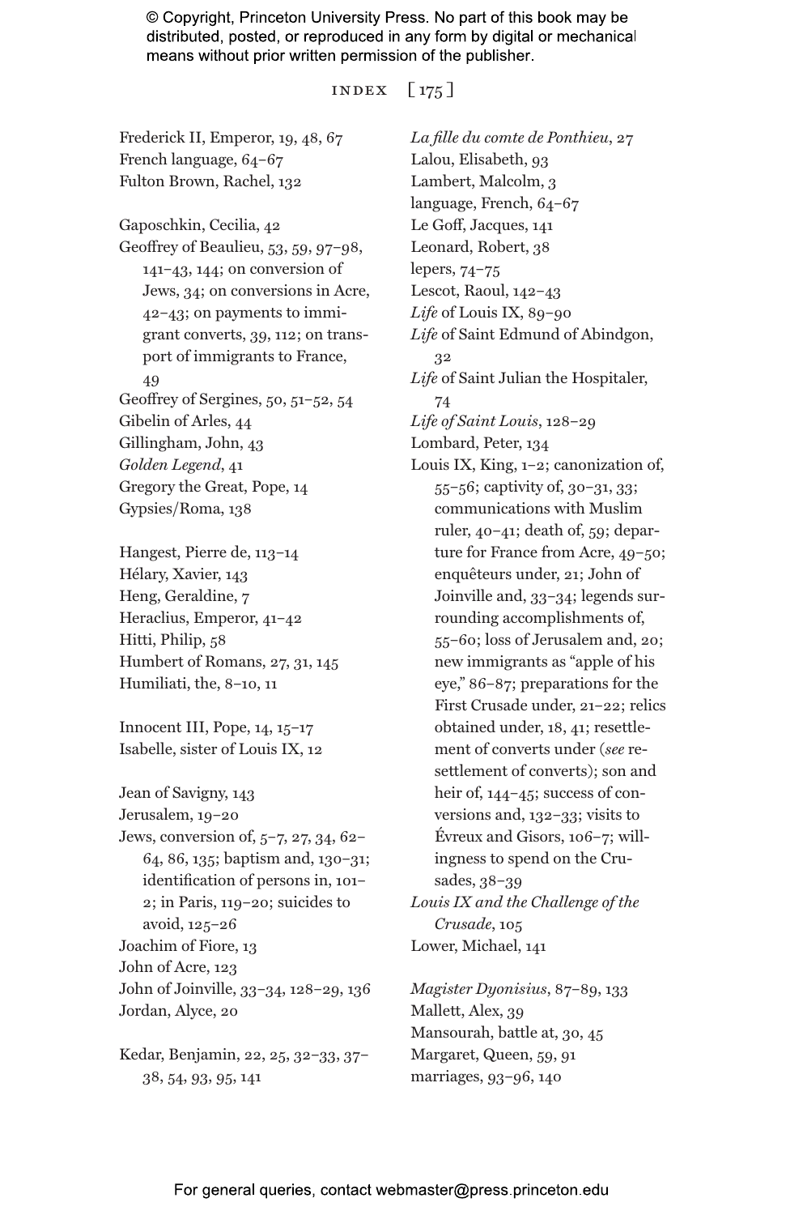Frederick II, Emperor, 19, 48, 67
French language, 64–67
Fulton Brown, Rachel, 132

Gaposchkin, Cecilia, 42
Geoffrey of Beaulieu, 53, 59, 97–98, 141–43, 144; on conversion of Jews, 34; on conversions in Acre, 42–43; on payments to immigrant converts, 39, 112; on transport of immigrants to France, 49
Geoffrey of Sergines, 50, 51–52, 54
Gibelin of Arles, 44
Gillingham, John, 43
*Golden Legend*, 41
Gregory the Great, Pope, 14
Gypsies/Roma, 138

Hangest, Pierre de, 113–14
Hélary, Xavier, 143
Heng, Geraldine, 7
Heraclius, Emperor, 41–42
Hitti, Philip, 58
Humbert of Romans, 27, 31, 145
Humiliati, the, 8–10, 11

Innocent III, Pope, 14, 15–17
Isabelle, sister of Louis IX, 12

Jean of Savigny, 143
Jerusalem, 19–20
Jews, conversion of, 5–7, 27, 34, 62–64, 86, 135; baptism and, 130–31; identification of persons in, 101–2; in Paris, 119–20; suicides to avoid, 125–26
Joachim of Fiore, 13
John of Acre, 123
John of Joinville, 33–34, 128–29, 136
Jordan, Alyce, 20

Kedar, Benjamin, 22, 25, 32–33, 37–38, 54, 93, 95, 141

*La fille du comte de Ponthieu*, 27
Lalou, Elisabeth, 93
Lambert, Malcolm, 3
language, French, 64–67
Le Goff, Jacques, 141
Leonard, Robert, 38
lepers, 74–75
Lescot, Raoul, 142–43
*Life* of Louis IX, 89–90
*Life* of Saint Edmund of Abindgon, 32
*Life* of Saint Julian the Hospitaler, 74
*Life of Saint Louis*, 128–29
Lombard, Peter, 134
Louis IX, King, 1–2; canonization of, 55–56; captivity of, 30–31, 33; communications with Muslim ruler, 40–41; death of, 59; departure for France from Acre, 49–50; enquêteurs under, 21; John of Joinville and, 33–34; legends surrounding accomplishments of, 55–60; loss of Jerusalem and, 20; new immigrants as "apple of his eye," 86–87; preparations for the First Crusade under, 21–22; relics obtained under, 18, 41; resettlement of converts under (*see* resettlement of converts); son and heir of, 144–45; success of conversions and, 132–33; visits to Évreux and Gisors, 106–7; willingness to spend on the Crusades, 38–39
*Louis IX and the Challenge of the Crusade*, 105
Lower, Michael, 141

*Magister Dyonisius*, 87–89, 133
Mallett, Alex, 39
Mansourah, battle at, 30, 45
Margaret, Queen, 59, 91
marriages, 93–96, 140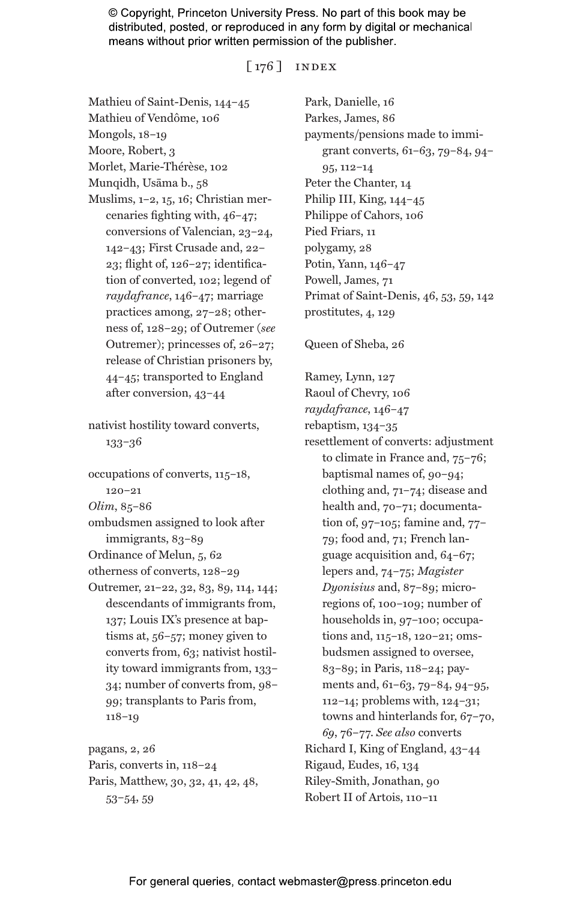Mathieu of Saint-Denis, 144–45
Mathieu of Vendôme, 106
Mongols, 18–19
Moore, Robert, 3
Morlet, Marie-Thérèse, 102
Munqidh, Usāma b., 58
Muslims, 1–2, 15, 16; Christian mercenaries fighting with, 46–47; conversions of Valencian, 23–24, 142–43; First Crusade and, 22–23; flight of, 126–27; identification of converted, 102; legend of *raydafrance*, 146–47; marriage practices among, 27–28; otherness of, 128–29; of Outremer (*see* Outremer); princesses of, 26–27; release of Christian prisoners by, 44–45; transported to England after conversion, 43–44

nativist hostility toward converts, 133–36

occupations of converts, 115–18, 120–21
*Olim*, 85–86
ombudsmen assigned to look after immigrants, 83–89
Ordinance of Melun, 5, 62
otherness of converts, 128–29
Outremer, 21–22, 32, 83, 89, 114, 144; descendants of immigrants from, 137; Louis IX's presence at baptisms at, 56–57; money given to converts from, 63; nativist hostility toward immigrants from, 133–34; number of converts from, 98–99; transplants to Paris from, 118–19

pagans, 2, 26
Paris, converts in, 118–24
Paris, Matthew, 30, 32, 41, 42, 48, 53–54, 59
Park, Danielle, 16
Parkes, James, 86
payments/pensions made to immigrant converts, 61–63, 79–84, 94–95, 112–14
Peter the Chanter, 14
Philip III, King, 144–45
Philippe of Cahors, 106
Pied Friars, 11
polygamy, 28
Potin, Yann, 146–47
Powell, James, 71
Primat of Saint-Denis, 46, 53, 59, 142
prostitutes, 4, 129

Queen of Sheba, 26

Ramey, Lynn, 127
Raoul of Chevry, 106
*raydafrance*, 146–47
rebaptism, 134–35
resettlement of converts: adjustment to climate in France and, 75–76; baptismal names of, 90–94; clothing and, 71–74; disease and health and, 70–71; documentation of, 97–105; famine and, 77–79; food and, 71; French language acquisition and, 64–67; lepers and, 74–75; *Magister Dyonisius* and, 87–89; microregions of, 100–109; number of households in, 97–100; occupations and, 115–18, 120–21; omsbudsmen assigned to oversee, 83–89; in Paris, 118–24; payments and, 61–63, 79–84, 94–95, 112–14; problems with, 124–31; towns and hinterlands for, 67–70, *69*, 76–77. *See also* converts
Richard I, King of England, 43–44
Rigaud, Eudes, 16, 134
Riley-Smith, Jonathan, 90
Robert II of Artois, 110–11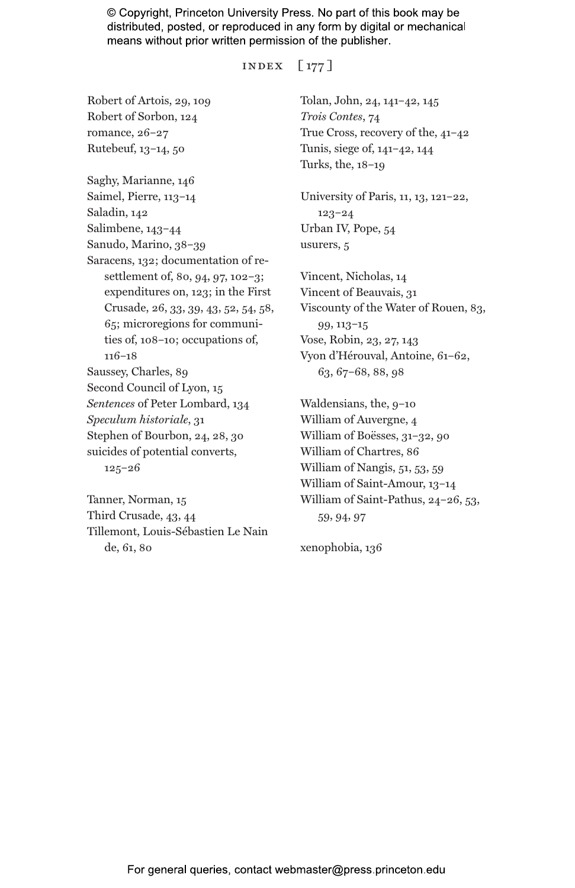Robert of Artois, 29, 109
Robert of Sorbon, 124
romance, 26–27
Rutebeuf, 13–14, 50

Saghy, Marianne, 146
Saimel, Pierre, 113–14
Saladin, 142
Salimbene, 143–44
Sanudo, Marino, 38–39
Saracens, 132; documentation of resettlement of, 80, 94, 97, 102–3; expenditures on, 123; in the First Crusade, 26, 33, 39, 43, 52, 54, 58, 65; microregions for communities of, 108–10; occupations of, 116–18
Saussey, Charles, 89
Second Council of Lyon, 15
*Sentences* of Peter Lombard, 134
*Speculum historiale*, 31
Stephen of Bourbon, 24, 28, 30
suicides of potential converts, 125–26

Tanner, Norman, 15
Third Crusade, 43, 44
Tillemont, Louis-Sébastien Le Nain de, 61, 80
Tolan, John, 24, 141–42, 145
*Trois Contes*, 74
True Cross, recovery of the, 41–42
Tunis, siege of, 141–42, 144
Turks, the, 18–19

University of Paris, 11, 13, 121–22, 123–24
Urban IV, Pope, 54
usurers, 5

Vincent, Nicholas, 14
Vincent of Beauvais, 31
Viscounty of the Water of Rouen, 83, 99, 113–15
Vose, Robin, 23, 27, 143
Vyon d'Hérouval, Antoine, 61–62, 63, 67–68, 88, 98

Waldensians, the, 9–10
William of Auvergne, 4
William of Boësses, 31–32, 90
William of Chartres, 86
William of Nangis, 51, 53, 59
William of Saint-Amour, 13–14
William of Saint-Pathus, 24–26, 53, 59, 94, 97

xenophobia, 136